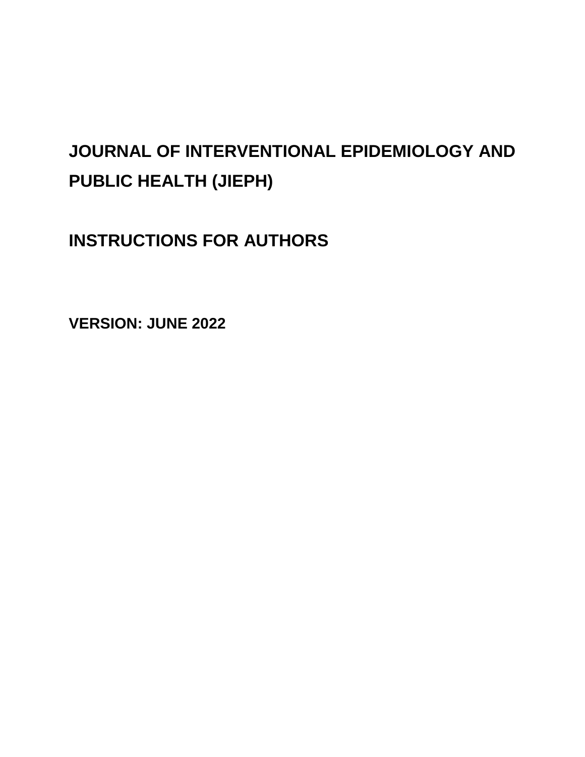# JOURNAL OF INTERVENTIONAL EPIDEMIOLOGY AND PUBLIC HEALTH (JIEPH)

# INSTRUCTIONS FOR AUTHORS

**VERSION: JUNE 2022**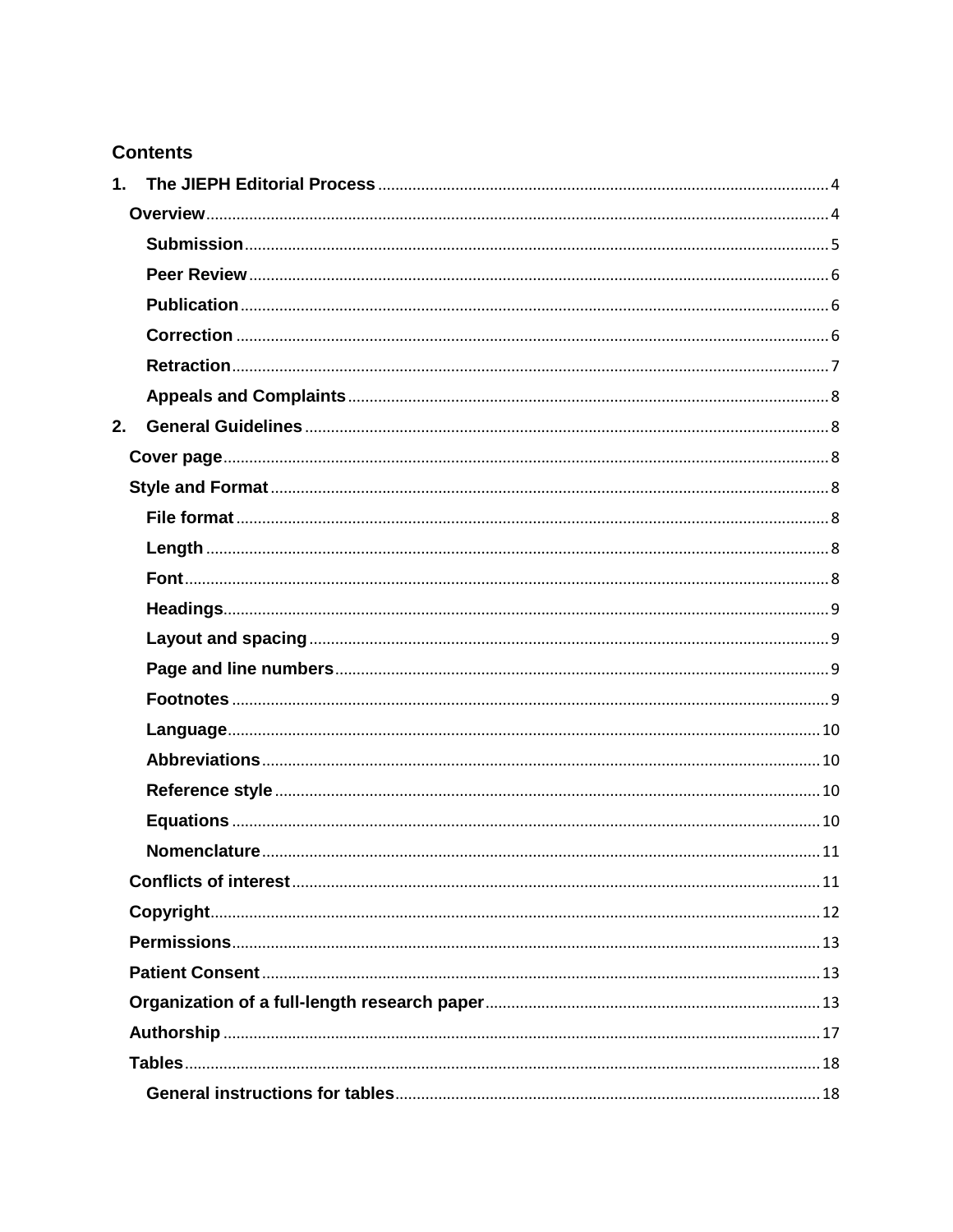## Contents

1. **The JIEPH Editorial Process** ........ 4
   - **Overview** ........ 4
     - **Submission** ........ 5
     - **Peer Review** ........ 6
     - **Publication** ........ 6
     - **Correction** ........ 6
     - **Retraction** ........ 7
     - **Appeals and Complaints** ........ 8
2. **General Guidelines** ........ 8
   - **Cover page** ........ 8
   - **Style and Format** ........ 8
     - **File format** ........ 8
     - **Length** ........ 8
     - **Font** ........ 8
     - **Headings** ........ 9
     - **Layout and spacing** ........ 9
     - **Page and line numbers** ........ 9
     - **Footnotes** ........ 9
     - **Language** ........ 10
     - **Abbreviations** ........ 10
     - **Reference style** ........ 10
     - **Equations** ........ 10
     - **Nomenclature** ........ 11
   - **Conflicts of interest** ........ 11
   - **Copyright** ........ 12
   - **Permissions** ........ 13
   - **Patient Consent** ........ 13
   - **Organization of a full-length research paper** ........ 13
   - **Authorship** ........ 17
   - **Tables** ........ 18
     - **General instructions for tables** ........ 18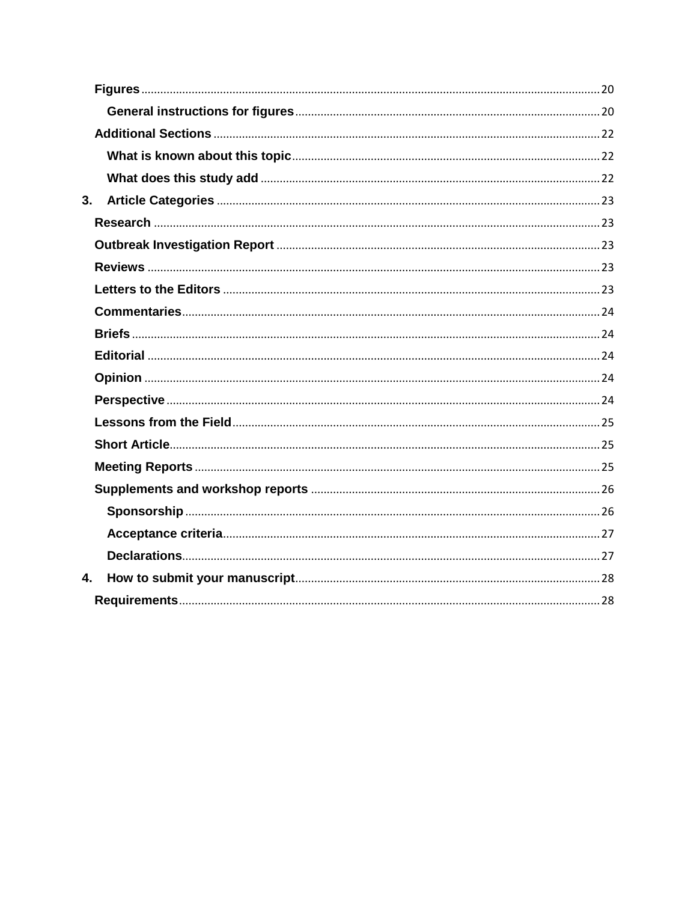- **Figures** ... 20
  - **General instructions for figures** ... 20
- **Additional Sections** ... 22
  - **What is known about this topic** ... 22
  - **What does this study add** ... 22

**3. Article Categories** ... 23

- **Research** ... 23
- **Outbreak Investigation Report** ... 23
- **Reviews** ... 23
- **Letters to the Editors** ... 23
- **Commentaries** ... 24
- **Briefs** ... 24
- **Editorial** ... 24
- **Opinion** ... 24
- **Perspective** ... 24
- **Lessons from the Field** ... 25
- **Short Article** ... 25
- **Meeting Reports** ... 25
- **Supplements and workshop reports** ... 26
  - **Sponsorship** ... 26
  - **Acceptance criteria** ... 27
  - **Declarations** ... 27

**4. How to submit your manuscript** ... 28

- **Requirements** ... 28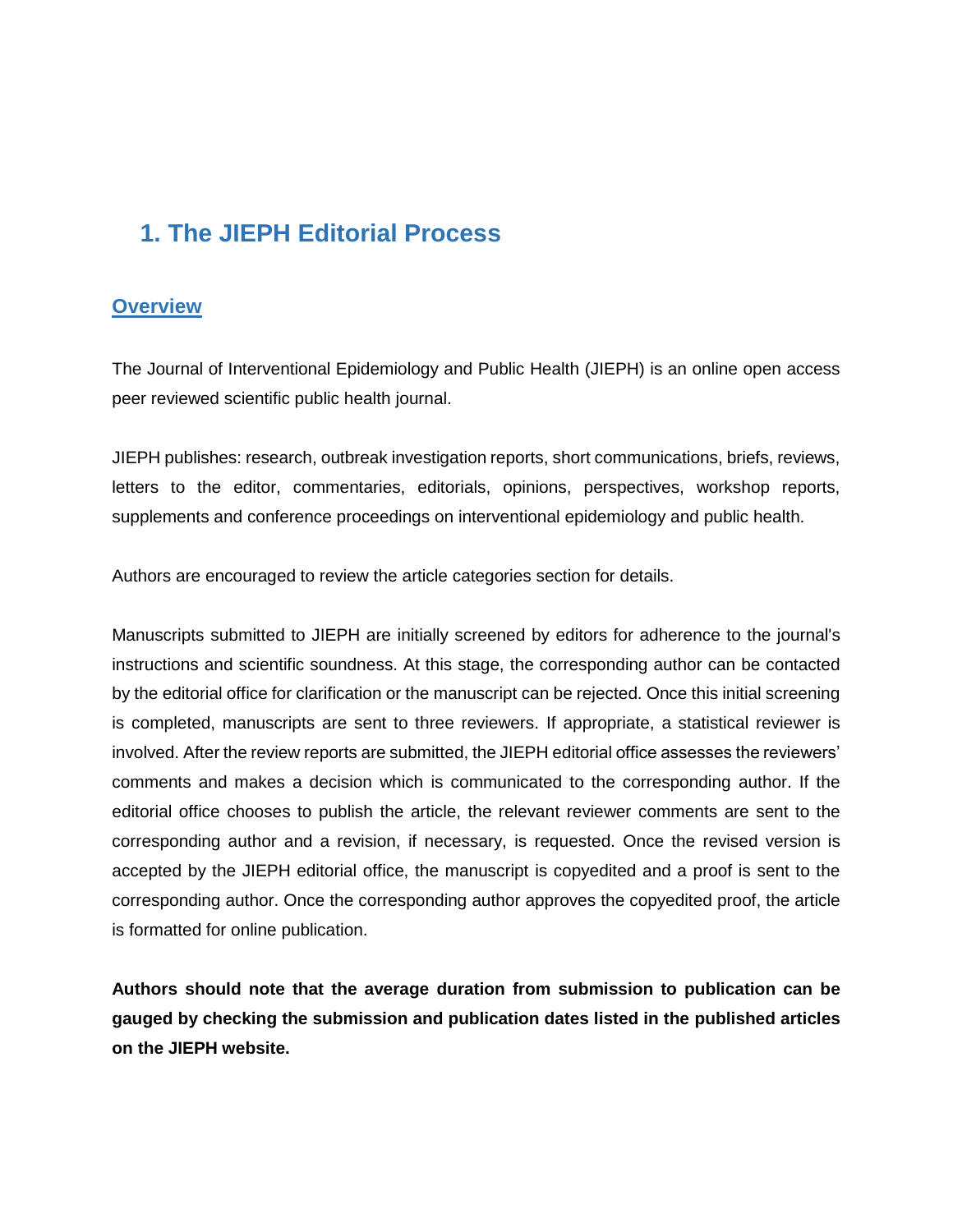# 1. The JIEPH Editorial Process

## Overview

The Journal of Interventional Epidemiology and Public Health (JIEPH) is an online open access peer reviewed scientific public health journal.

JIEPH publishes: research, outbreak investigation reports, short communications, briefs, reviews, letters to the editor, commentaries, editorials, opinions, perspectives, workshop reports, supplements and conference proceedings on interventional epidemiology and public health.

Authors are encouraged to review the article categories section for details.

Manuscripts submitted to JIEPH are initially screened by editors for adherence to the journal's instructions and scientific soundness. At this stage, the corresponding author can be contacted by the editorial office for clarification or the manuscript can be rejected. Once this initial screening is completed, manuscripts are sent to three reviewers. If appropriate, a statistical reviewer is involved. After the review reports are submitted, the JIEPH editorial office assesses the reviewers' comments and makes a decision which is communicated to the corresponding author. If the editorial office chooses to publish the article, the relevant reviewer comments are sent to the corresponding author and a revision, if necessary, is requested. Once the revised version is accepted by the JIEPH editorial office, the manuscript is copyedited and a proof is sent to the corresponding author. Once the corresponding author approves the copyedited proof, the article is formatted for online publication.

**Authors should note that the average duration from submission to publication can be gauged by checking the submission and publication dates listed in the published articles on the JIEPH website.**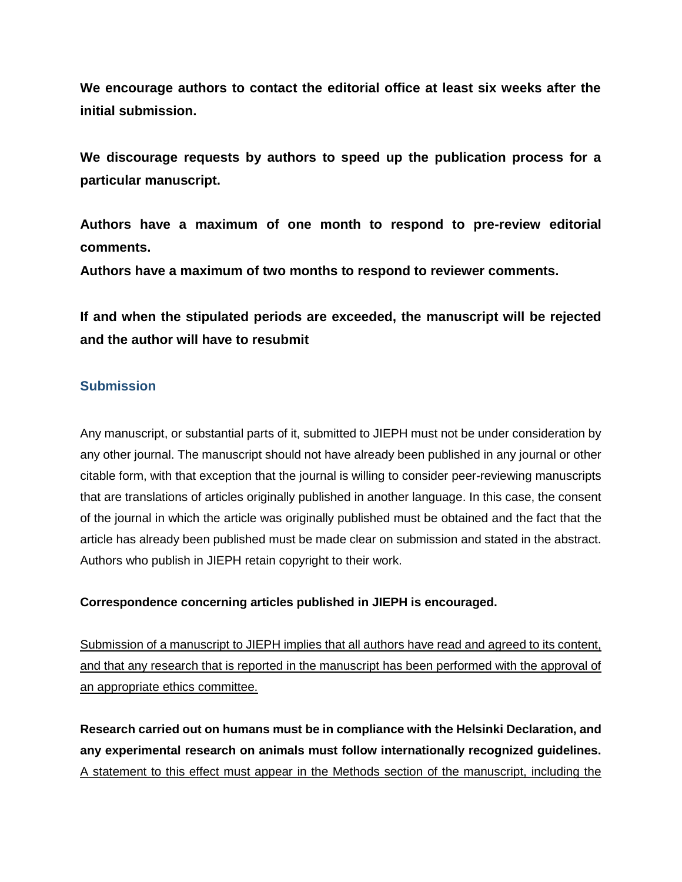**We encourage authors to contact the editorial office at least six weeks after the initial submission.**

**We discourage requests by authors to speed up the publication process for a particular manuscript.**

**Authors have a maximum of one month to respond to pre-review editorial comments.**
**Authors have a maximum of two months to respond to reviewer comments.**

**If and when the stipulated periods are exceeded, the manuscript will be rejected and the author will have to resubmit**

## Submission

Any manuscript, or substantial parts of it, submitted to JIEPH must not be under consideration by any other journal. The manuscript should not have already been published in any journal or other citable form, with that exception that the journal is willing to consider peer-reviewing manuscripts that are translations of articles originally published in another language. In this case, the consent of the journal in which the article was originally published must be obtained and the fact that the article has already been published must be made clear on submission and stated in the abstract. Authors who publish in JIEPH retain copyright to their work.

**Correspondence concerning articles published in JIEPH is encouraged.**

<u>Submission of a manuscript to JIEPH implies that all authors have read and agreed to its content, and that any research that is reported in the manuscript has been performed with the approval of an appropriate ethics committee.</u>

**Research carried out on humans must be in compliance with the Helsinki Declaration, and any experimental research on animals must follow internationally recognized guidelines.** <u>A statement to this effect must appear in the Methods section of the manuscript, including the</u>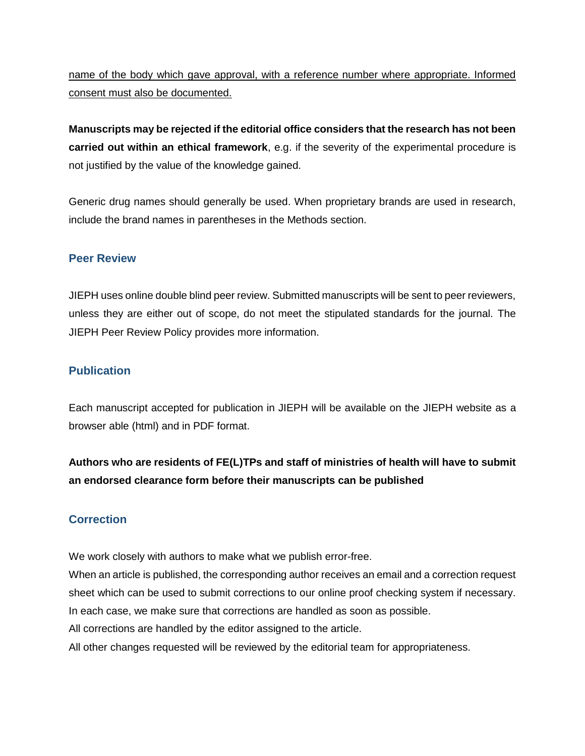name of the body which gave approval, with a reference number where appropriate. Informed consent must also be documented.

**Manuscripts may be rejected if the editorial office considers that the research has not been carried out within an ethical framework**, e.g. if the severity of the experimental procedure is not justified by the value of the knowledge gained.

Generic drug names should generally be used. When proprietary brands are used in research, include the brand names in parentheses in the Methods section.

## Peer Review

JIEPH uses online double blind peer review. Submitted manuscripts will be sent to peer reviewers, unless they are either out of scope, do not meet the stipulated standards for the journal. The JIEPH Peer Review Policy provides more information.

## Publication

Each manuscript accepted for publication in JIEPH will be available on the JIEPH website as a browser able (html) and in PDF format.

**Authors who are residents of FE(L)TPs and staff of ministries of health will have to submit an endorsed clearance form before their manuscripts can be published**

## Correction

We work closely with authors to make what we publish error-free.
When an article is published, the corresponding author receives an email and a correction request sheet which can be used to submit corrections to our online proof checking system if necessary.
In each case, we make sure that corrections are handled as soon as possible.
All corrections are handled by the editor assigned to the article.
All other changes requested will be reviewed by the editorial team for appropriateness.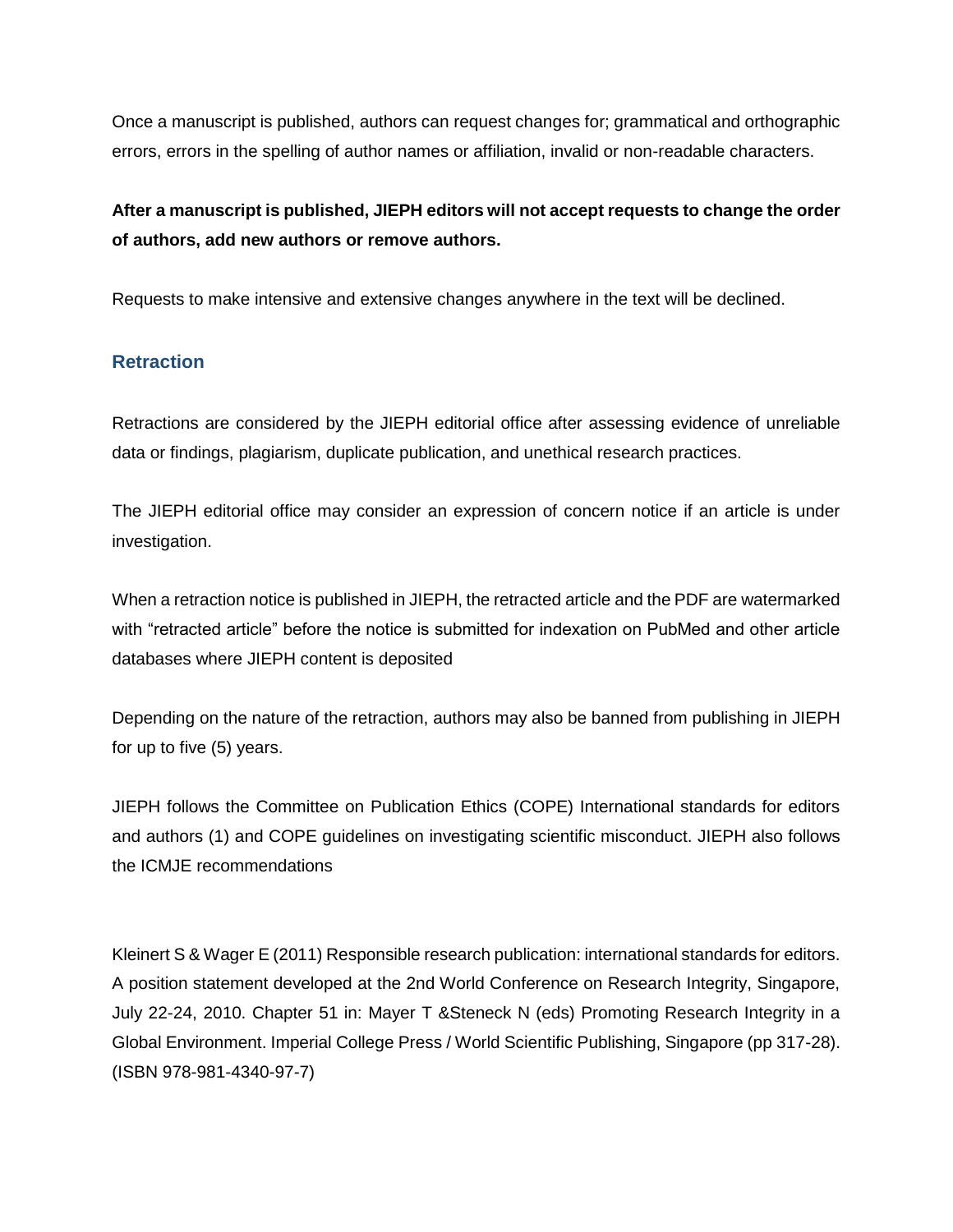Once a manuscript is published, authors can request changes for; grammatical and orthographic errors, errors in the spelling of author names or affiliation, invalid or non-readable characters.

**After a manuscript is published, JIEPH editors will not accept requests to change the order of authors, add new authors or remove authors.**

Requests to make intensive and extensive changes anywhere in the text will be declined.

## Retraction

Retractions are considered by the JIEPH editorial office after assessing evidence of unreliable data or findings, plagiarism, duplicate publication, and unethical research practices.

The JIEPH editorial office may consider an expression of concern notice if an article is under investigation.

When a retraction notice is published in JIEPH, the retracted article and the PDF are watermarked with "retracted article" before the notice is submitted for indexation on PubMed and other article databases where JIEPH content is deposited

Depending on the nature of the retraction, authors may also be banned from publishing in JIEPH for up to five (5) years.

JIEPH follows the Committee on Publication Ethics (COPE) International standards for editors and authors (1) and COPE guidelines on investigating scientific misconduct. JIEPH also follows the ICMJE recommendations

Kleinert S & Wager E (2011) Responsible research publication: international standards for editors. A position statement developed at the 2nd World Conference on Research Integrity, Singapore, July 22-24, 2010. Chapter 51 in: Mayer T &Steneck N (eds) Promoting Research Integrity in a Global Environment. Imperial College Press / World Scientific Publishing, Singapore (pp 317-28). (ISBN 978-981-4340-97-7)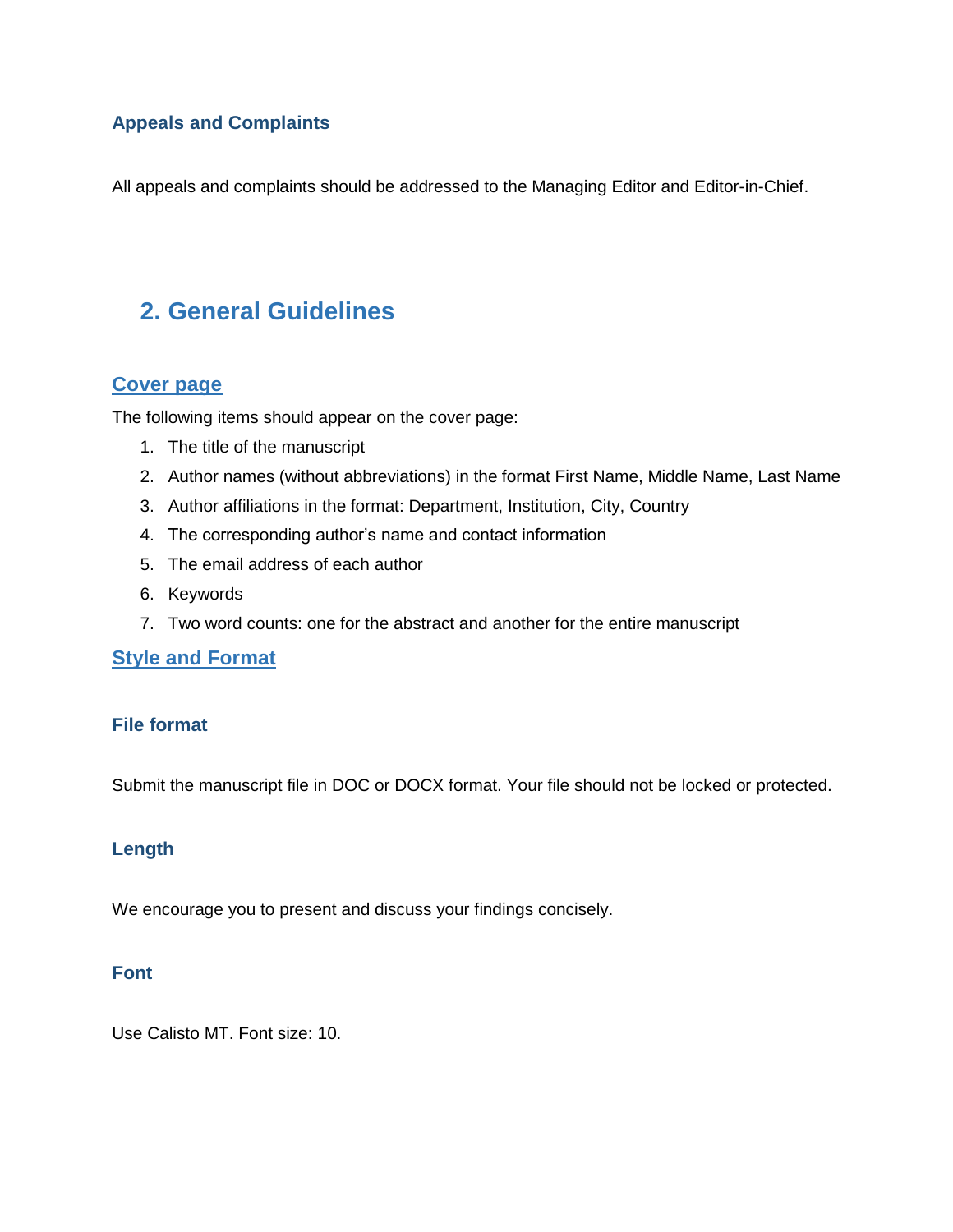### Appeals and Complaints

All appeals and complaints should be addressed to the Managing Editor and Editor-in-Chief.

## 2. General Guidelines

### Cover page

The following items should appear on the cover page:

1. The title of the manuscript
2. Author names (without abbreviations) in the format First Name, Middle Name, Last Name
3. Author affiliations in the format: Department, Institution, City, Country
4. The corresponding author's name and contact information
5. The email address of each author
6. Keywords
7. Two word counts: one for the abstract and another for the entire manuscript

### Style and Format

#### File format

Submit the manuscript file in DOC or DOCX format. Your file should not be locked or protected.

#### Length

We encourage you to present and discuss your findings concisely.

#### Font

Use Calisto MT. Font size: 10.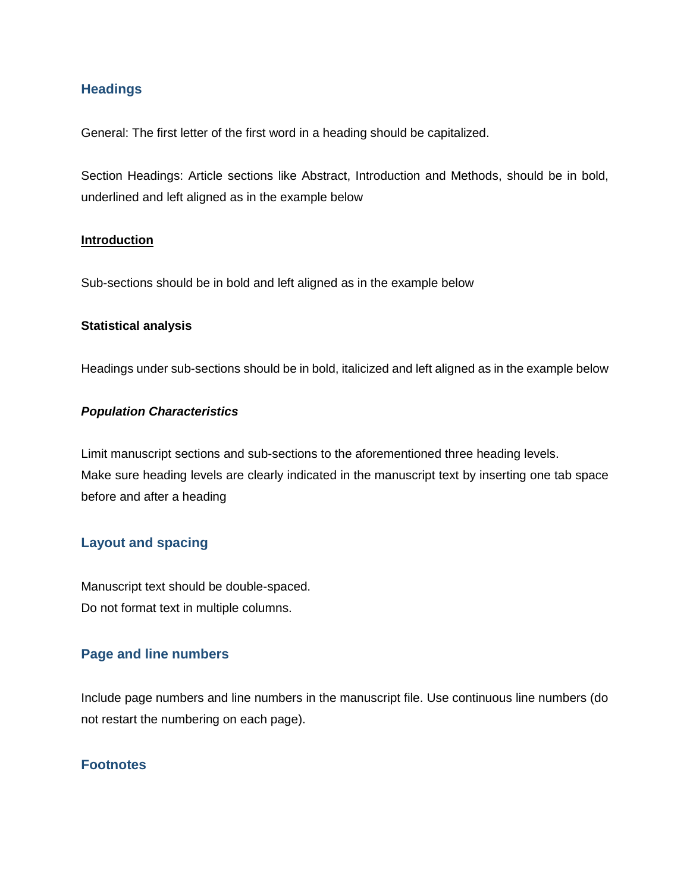## Headings

General: The first letter of the first word in a heading should be capitalized.

Section Headings: Article sections like Abstract, Introduction and Methods, should be in bold, underlined and left aligned as in the example below

<u>**Introduction**</u>

Sub-sections should be in bold and left aligned as in the example below

**Statistical analysis**

Headings under sub-sections should be in bold, italicized and left aligned as in the example below

***Population Characteristics***

Limit manuscript sections and sub-sections to the aforementioned three heading levels.
Make sure heading levels are clearly indicated in the manuscript text by inserting one tab space before and after a heading

## Layout and spacing

Manuscript text should be double-spaced.
Do not format text in multiple columns.

## Page and line numbers

Include page numbers and line numbers in the manuscript file. Use continuous line numbers (do not restart the numbering on each page).

## Footnotes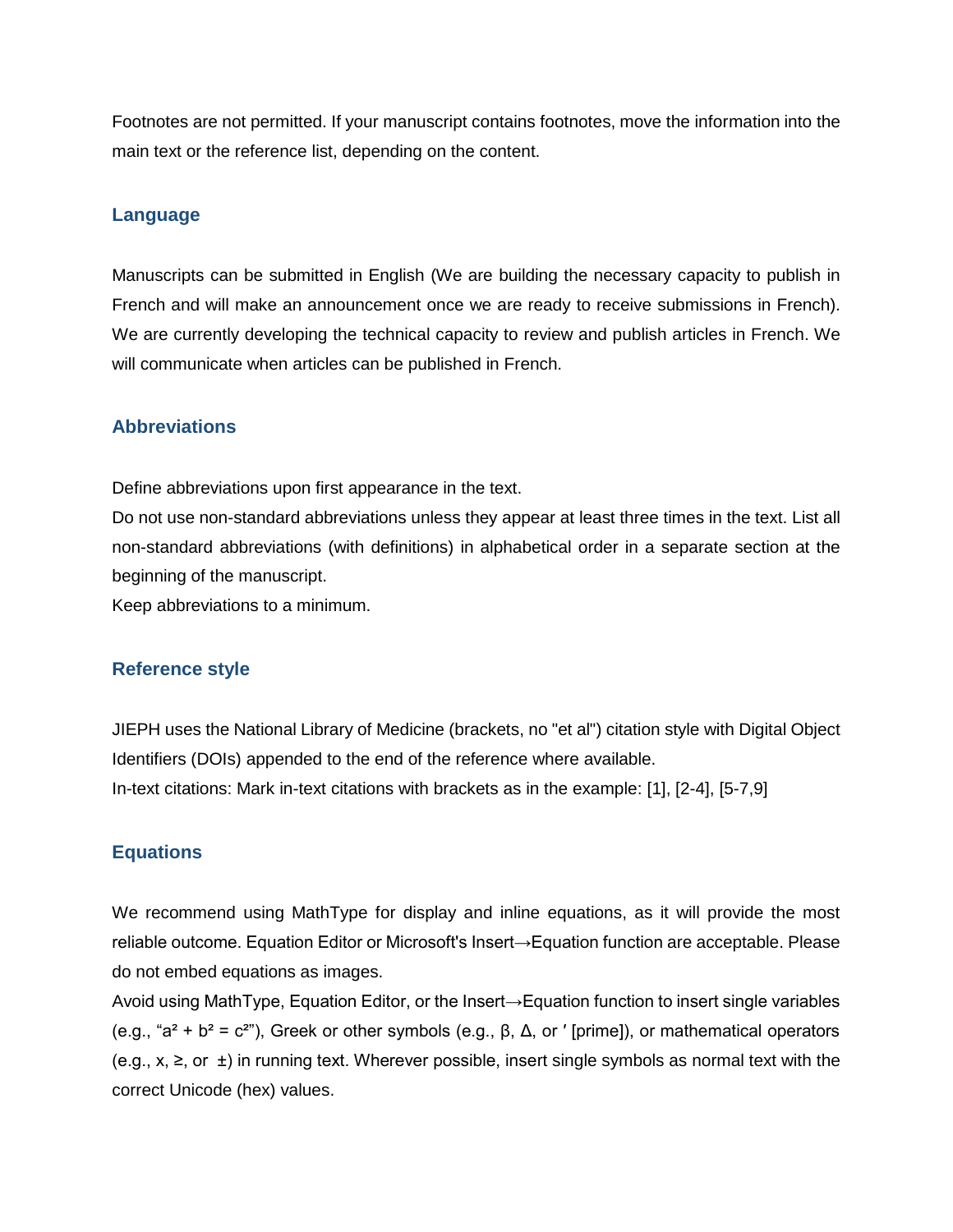Footnotes are not permitted. If your manuscript contains footnotes, move the information into the main text or the reference list, depending on the content.

### Language

Manuscripts can be submitted in English (We are building the necessary capacity to publish in French and will make an announcement once we are ready to receive submissions in French). We are currently developing the technical capacity to review and publish articles in French. We will communicate when articles can be published in French.

### Abbreviations

Define abbreviations upon first appearance in the text.
Do not use non-standard abbreviations unless they appear at least three times in the text. List all non-standard abbreviations (with definitions) in alphabetical order in a separate section at the beginning of the manuscript.
Keep abbreviations to a minimum.

### Reference style

JIEPH uses the National Library of Medicine (brackets, no "et al") citation style with Digital Object Identifiers (DOIs) appended to the end of the reference where available.
In-text citations: Mark in-text citations with brackets as in the example: [1], [2-4], [5-7,9]

### Equations

We recommend using MathType for display and inline equations, as it will provide the most reliable outcome. Equation Editor or Microsoft's Insert→Equation function are acceptable. Please do not embed equations as images.
Avoid using MathType, Equation Editor, or the Insert→Equation function to insert single variables (e.g., “$a^2 + b^2 = c^2$”), Greek or other symbols (e.g., β, Δ, or ′ [prime]), or mathematical operators (e.g., x, ≥, or ±) in running text. Wherever possible, insert single symbols as normal text with the correct Unicode (hex) values.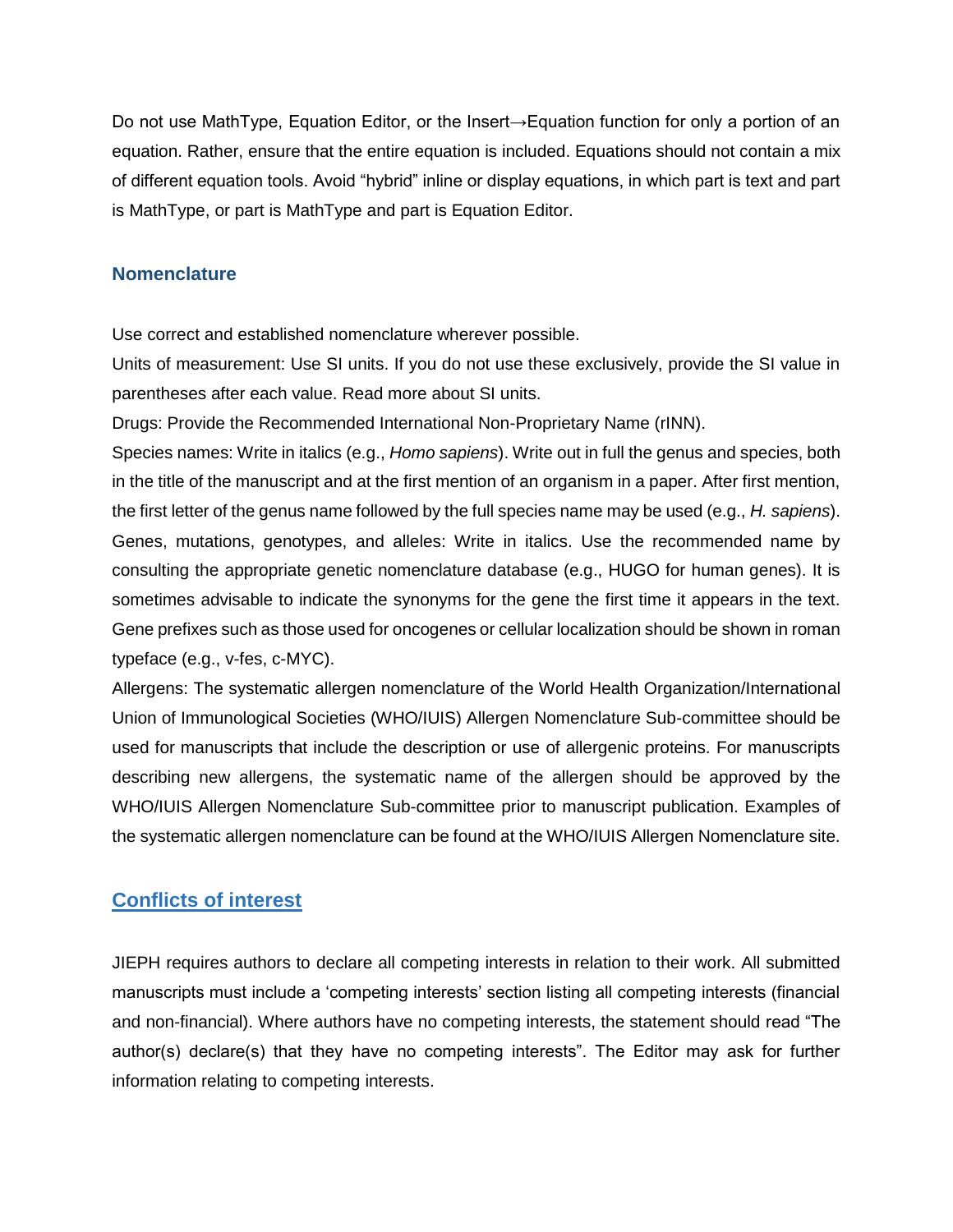Do not use MathType, Equation Editor, or the Insert→Equation function for only a portion of an equation. Rather, ensure that the entire equation is included. Equations should not contain a mix of different equation tools. Avoid "hybrid" inline or display equations, in which part is text and part is MathType, or part is MathType and part is Equation Editor.

### Nomenclature

Use correct and established nomenclature wherever possible.

Units of measurement: Use SI units. If you do not use these exclusively, provide the SI value in parentheses after each value. Read more about SI units.

Drugs: Provide the Recommended International Non-Proprietary Name (rINN).

Species names: Write in italics (e.g., *Homo sapiens*). Write out in full the genus and species, both in the title of the manuscript and at the first mention of an organism in a paper. After first mention, the first letter of the genus name followed by the full species name may be used (e.g., *H. sapiens*).

Genes, mutations, genotypes, and alleles: Write in italics. Use the recommended name by consulting the appropriate genetic nomenclature database (e.g., HUGO for human genes). It is sometimes advisable to indicate the synonyms for the gene the first time it appears in the text. Gene prefixes such as those used for oncogenes or cellular localization should be shown in roman typeface (e.g., v-fes, c-MYC).

Allergens: The systematic allergen nomenclature of the World Health Organization/International Union of Immunological Societies (WHO/IUIS) Allergen Nomenclature Sub-committee should be used for manuscripts that include the description or use of allergenic proteins. For manuscripts describing new allergens, the systematic name of the allergen should be approved by the WHO/IUIS Allergen Nomenclature Sub-committee prior to manuscript publication. Examples of the systematic allergen nomenclature can be found at the WHO/IUIS Allergen Nomenclature site.

## Conflicts of interest

JIEPH requires authors to declare all competing interests in relation to their work. All submitted manuscripts must include a 'competing interests' section listing all competing interests (financial and non-financial). Where authors have no competing interests, the statement should read "The author(s) declare(s) that they have no competing interests". The Editor may ask for further information relating to competing interests.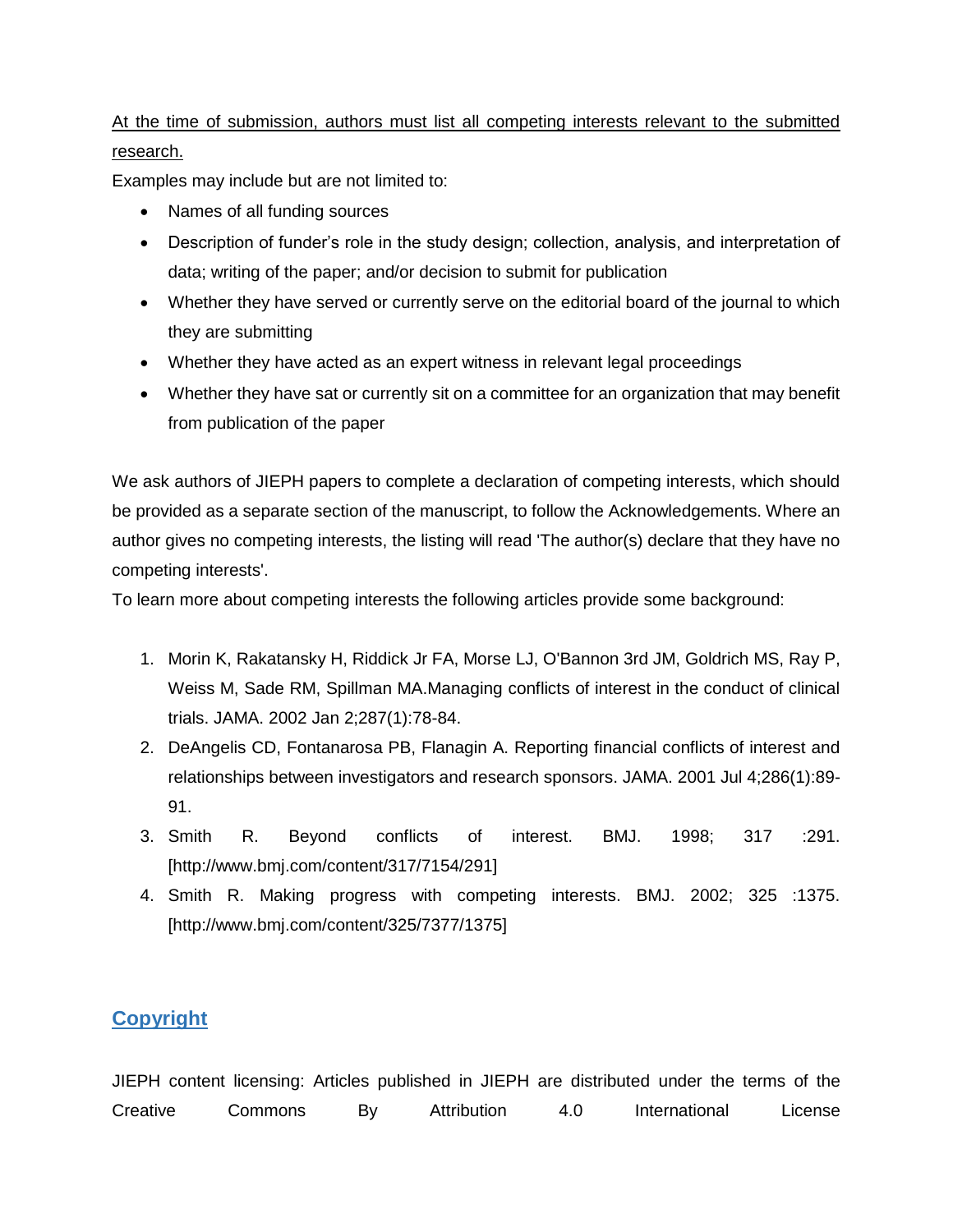At the time of submission, authors must list all competing interests relevant to the submitted research.

Examples may include but are not limited to:

- Names of all funding sources
- Description of funder's role in the study design; collection, analysis, and interpretation of data; writing of the paper; and/or decision to submit for publication
- Whether they have served or currently serve on the editorial board of the journal to which they are submitting
- Whether they have acted as an expert witness in relevant legal proceedings
- Whether they have sat or currently sit on a committee for an organization that may benefit from publication of the paper

We ask authors of JIEPH papers to complete a declaration of competing interests, which should be provided as a separate section of the manuscript, to follow the Acknowledgements. Where an author gives no competing interests, the listing will read 'The author(s) declare that they have no competing interests'.

To learn more about competing interests the following articles provide some background:

1. Morin K, Rakatansky H, Riddick Jr FA, Morse LJ, O'Bannon 3rd JM, Goldrich MS, Ray P, Weiss M, Sade RM, Spillman MA.Managing conflicts of interest in the conduct of clinical trials. JAMA. 2002 Jan 2;287(1):78-84.
2. DeAngelis CD, Fontanarosa PB, Flanagin A. Reporting financial conflicts of interest and relationships between investigators and research sponsors. JAMA. 2001 Jul 4;286(1):89-91.
3. Smith R. Beyond conflicts of interest. BMJ. 1998; 317 :291. [http://www.bmj.com/content/317/7154/291]
4. Smith R. Making progress with competing interests. BMJ. 2002; 325 :1375. [http://www.bmj.com/content/325/7377/1375]

## Copyright

JIEPH content licensing: Articles published in JIEPH are distributed under the terms of the Creative Commons By Attribution 4.0 International License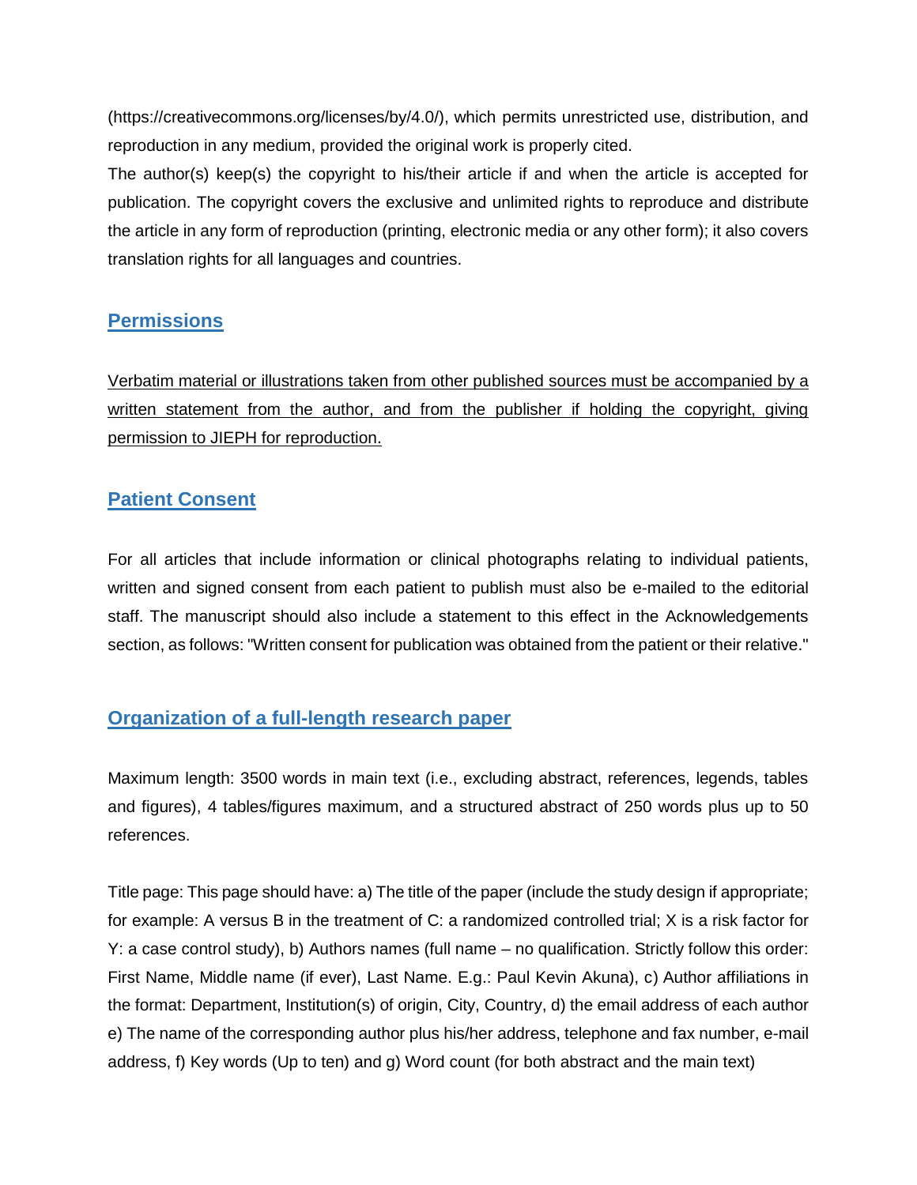(https://creativecommons.org/licenses/by/4.0/), which permits unrestricted use, distribution, and reproduction in any medium, provided the original work is properly cited.

The author(s) keep(s) the copyright to his/their article if and when the article is accepted for publication. The copyright covers the exclusive and unlimited rights to reproduce and distribute the article in any form of reproduction (printing, electronic media or any other form); it also covers translation rights for all languages and countries.

## Permissions

Verbatim material or illustrations taken from other published sources must be accompanied by a written statement from the author, and from the publisher if holding the copyright, giving permission to JIEPH for reproduction.

## Patient Consent

For all articles that include information or clinical photographs relating to individual patients, written and signed consent from each patient to publish must also be e-mailed to the editorial staff. The manuscript should also include a statement to this effect in the Acknowledgements section, as follows: "Written consent for publication was obtained from the patient or their relative."

## Organization of a full-length research paper

Maximum length: 3500 words in main text (i.e., excluding abstract, references, legends, tables and figures), 4 tables/figures maximum, and a structured abstract of 250 words plus up to 50 references.

Title page: This page should have: a) The title of the paper (include the study design if appropriate; for example: A versus B in the treatment of C: a randomized controlled trial; X is a risk factor for Y: a case control study), b) Authors names (full name – no qualification. Strictly follow this order: First Name, Middle name (if ever), Last Name. E.g.: Paul Kevin Akuna), c) Author affiliations in the format: Department, Institution(s) of origin, City, Country, d) the email address of each author e) The name of the corresponding author plus his/her address, telephone and fax number, e-mail address, f) Key words (Up to ten) and g) Word count (for both abstract and the main text)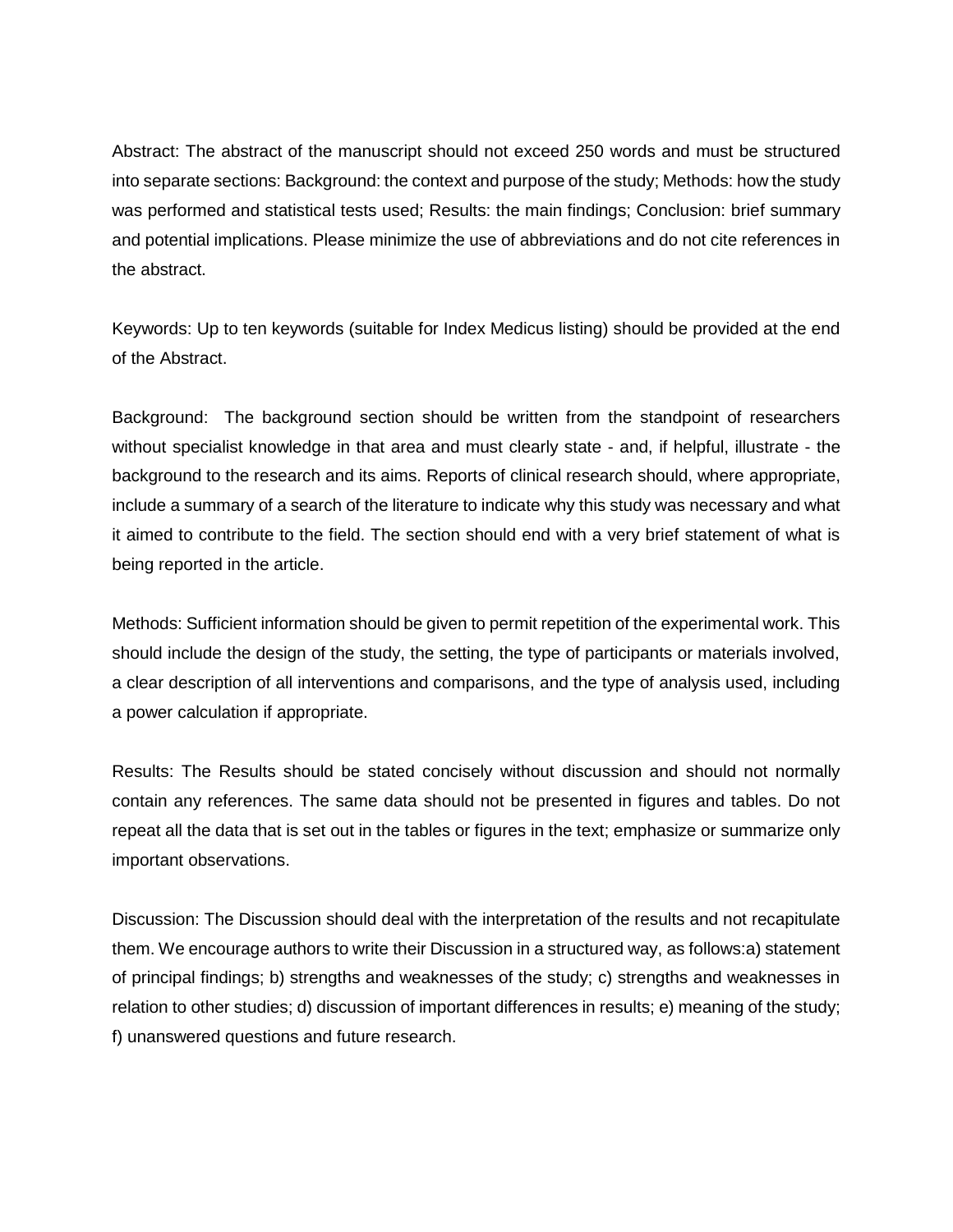Abstract: The abstract of the manuscript should not exceed 250 words and must be structured into separate sections: Background: the context and purpose of the study; Methods: how the study was performed and statistical tests used; Results: the main findings; Conclusion: brief summary and potential implications. Please minimize the use of abbreviations and do not cite references in the abstract.

Keywords: Up to ten keywords (suitable for Index Medicus listing) should be provided at the end of the Abstract.

Background: The background section should be written from the standpoint of researchers without specialist knowledge in that area and must clearly state - and, if helpful, illustrate - the background to the research and its aims. Reports of clinical research should, where appropriate, include a summary of a search of the literature to indicate why this study was necessary and what it aimed to contribute to the field. The section should end with a very brief statement of what is being reported in the article.

Methods: Sufficient information should be given to permit repetition of the experimental work. This should include the design of the study, the setting, the type of participants or materials involved, a clear description of all interventions and comparisons, and the type of analysis used, including a power calculation if appropriate.

Results: The Results should be stated concisely without discussion and should not normally contain any references. The same data should not be presented in figures and tables. Do not repeat all the data that is set out in the tables or figures in the text; emphasize or summarize only important observations.

Discussion: The Discussion should deal with the interpretation of the results and not recapitulate them. We encourage authors to write their Discussion in a structured way, as follows:a) statement of principal findings; b) strengths and weaknesses of the study; c) strengths and weaknesses in relation to other studies; d) discussion of important differences in results; e) meaning of the study; f) unanswered questions and future research.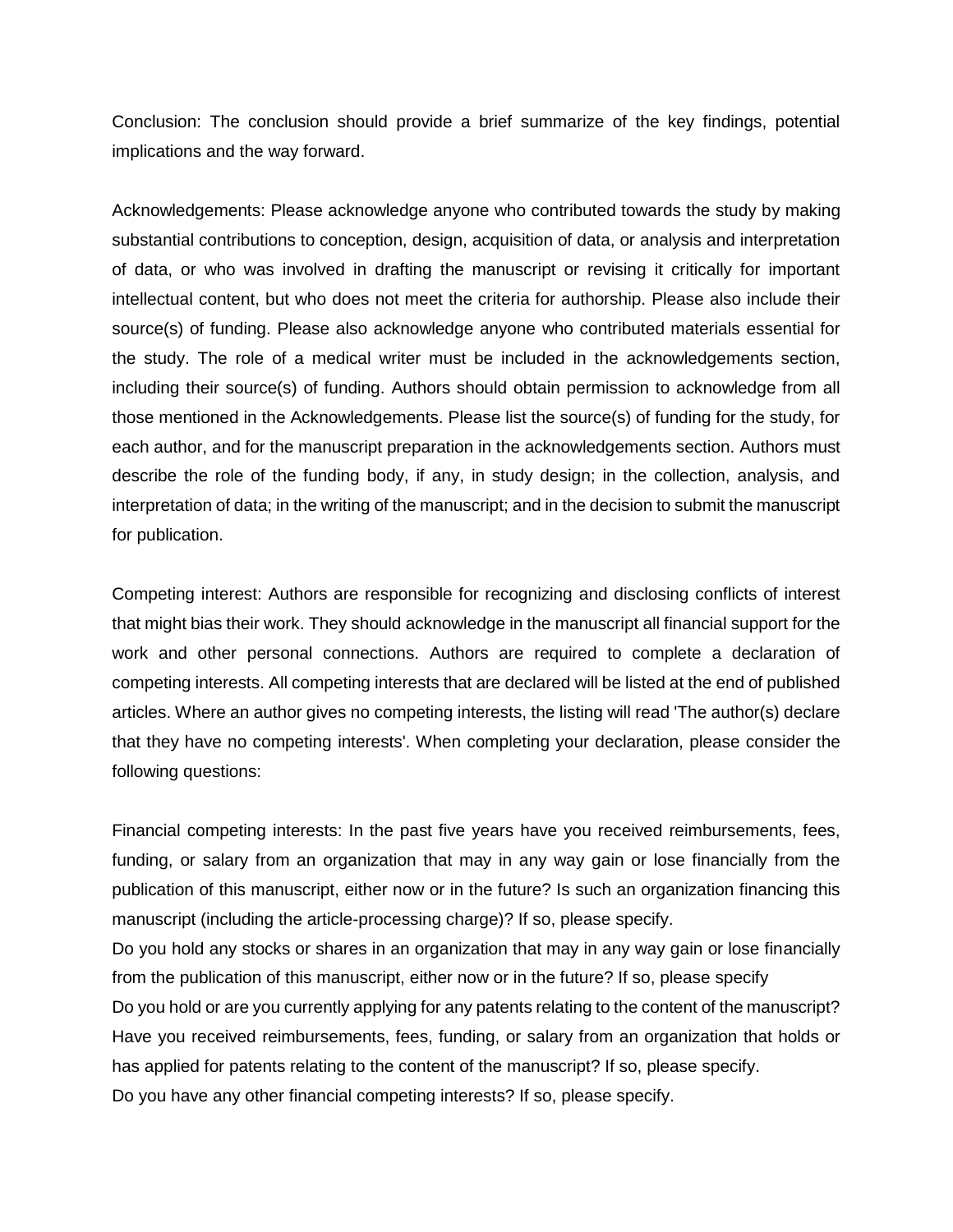Conclusion: The conclusion should provide a brief summarize of the key findings, potential implications and the way forward.

Acknowledgements: Please acknowledge anyone who contributed towards the study by making substantial contributions to conception, design, acquisition of data, or analysis and interpretation of data, or who was involved in drafting the manuscript or revising it critically for important intellectual content, but who does not meet the criteria for authorship. Please also include their source(s) of funding. Please also acknowledge anyone who contributed materials essential for the study. The role of a medical writer must be included in the acknowledgements section, including their source(s) of funding. Authors should obtain permission to acknowledge from all those mentioned in the Acknowledgements. Please list the source(s) of funding for the study, for each author, and for the manuscript preparation in the acknowledgements section. Authors must describe the role of the funding body, if any, in study design; in the collection, analysis, and interpretation of data; in the writing of the manuscript; and in the decision to submit the manuscript for publication.

Competing interest: Authors are responsible for recognizing and disclosing conflicts of interest that might bias their work. They should acknowledge in the manuscript all financial support for the work and other personal connections. Authors are required to complete a declaration of competing interests. All competing interests that are declared will be listed at the end of published articles. Where an author gives no competing interests, the listing will read 'The author(s) declare that they have no competing interests'. When completing your declaration, please consider the following questions:

Financial competing interests: In the past five years have you received reimbursements, fees, funding, or salary from an organization that may in any way gain or lose financially from the publication of this manuscript, either now or in the future? Is such an organization financing this manuscript (including the article-processing charge)? If so, please specify.
Do you hold any stocks or shares in an organization that may in any way gain or lose financially from the publication of this manuscript, either now or in the future? If so, please specify
Do you hold or are you currently applying for any patents relating to the content of the manuscript? Have you received reimbursements, fees, funding, or salary from an organization that holds or has applied for patents relating to the content of the manuscript? If so, please specify.
Do you have any other financial competing interests? If so, please specify.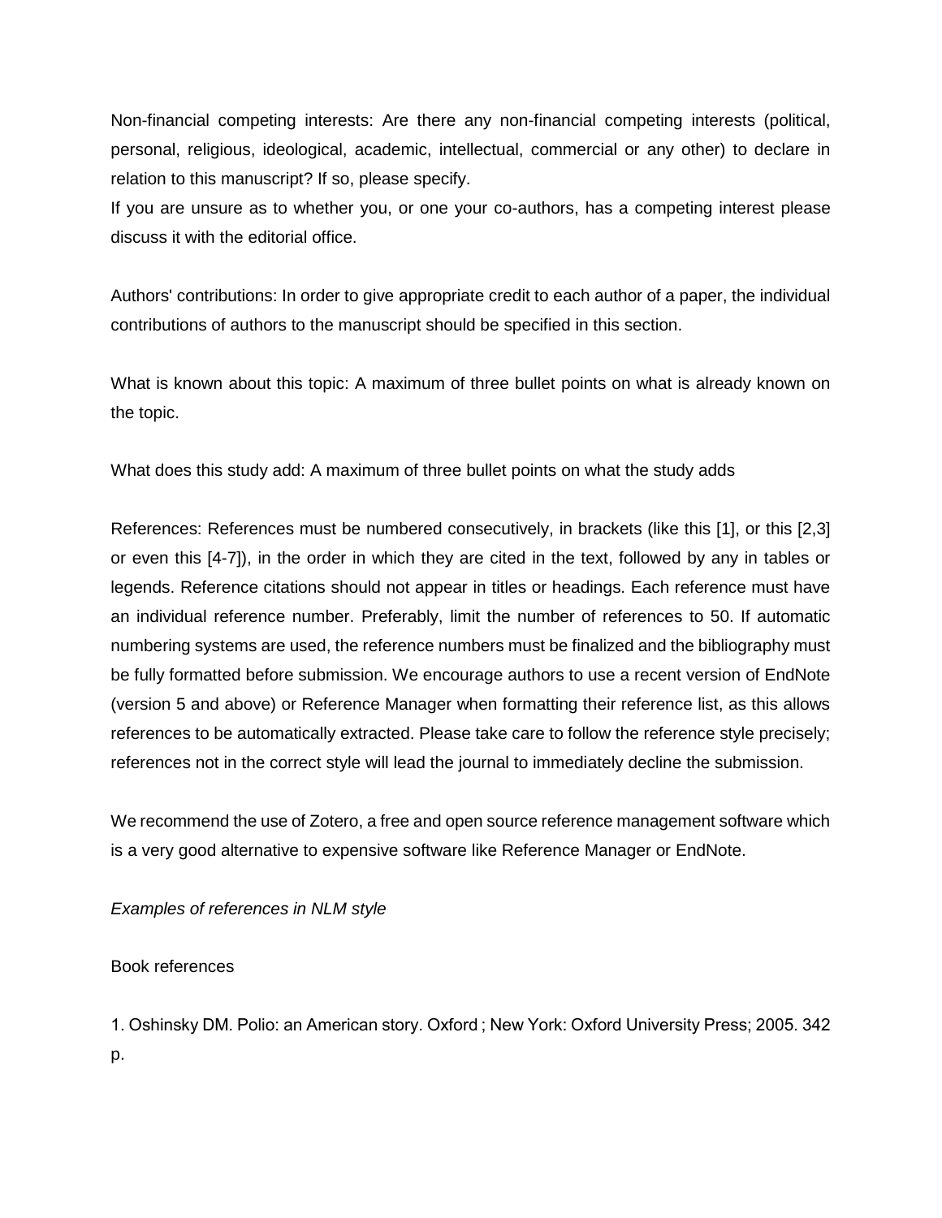Non-financial competing interests: Are there any non-financial competing interests (political, personal, religious, ideological, academic, intellectual, commercial or any other) to declare in relation to this manuscript? If so, please specify.
If you are unsure as to whether you, or one your co-authors, has a competing interest please discuss it with the editorial office.

Authors' contributions: In order to give appropriate credit to each author of a paper, the individual contributions of authors to the manuscript should be specified in this section.

What is known about this topic: A maximum of three bullet points on what is already known on the topic.

What does this study add: A maximum of three bullet points on what the study adds

References: References must be numbered consecutively, in brackets (like this [1], or this [2,3] or even this [4-7]), in the order in which they are cited in the text, followed by any in tables or legends. Reference citations should not appear in titles or headings. Each reference must have an individual reference number. Preferably, limit the number of references to 50. If automatic numbering systems are used, the reference numbers must be finalized and the bibliography must be fully formatted before submission. We encourage authors to use a recent version of EndNote (version 5 and above) or Reference Manager when formatting their reference list, as this allows references to be automatically extracted. Please take care to follow the reference style precisely; references not in the correct style will lead the journal to immediately decline the submission.

We recommend the use of Zotero, a free and open source reference management software which is a very good alternative to expensive software like Reference Manager or EndNote.

*Examples of references in NLM style*

Book references

1. Oshinsky DM. Polio: an American story. Oxford ; New York: Oxford University Press; 2005. 342 p.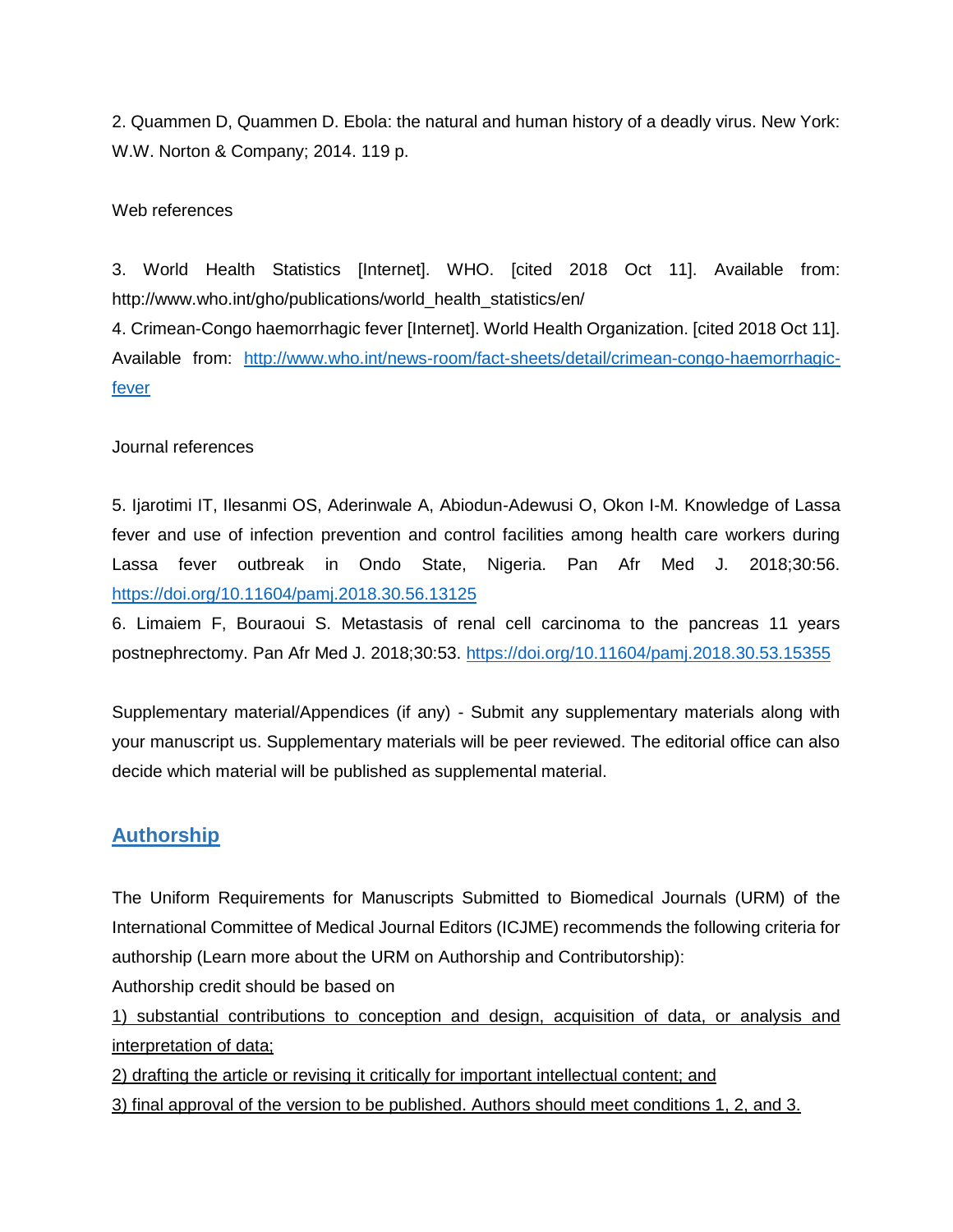2. Quammen D, Quammen D. Ebola: the natural and human history of a deadly virus. New York: W.W. Norton & Company; 2014. 119 p.

Web references

3. World Health Statistics [Internet]. WHO. [cited 2018 Oct 11]. Available from: http://www.who.int/gho/publications/world_health_statistics/en/
4. Crimean-Congo haemorrhagic fever [Internet]. World Health Organization. [cited 2018 Oct 11]. Available from: [http://www.who.int/news-room/fact-sheets/detail/crimean-congo-haemorrhagic-fever](http://www.who.int/news-room/fact-sheets/detail/crimean-congo-haemorrhagic-fever)

Journal references

5. Ijarotimi IT, Ilesanmi OS, Aderinwale A, Abiodun-Adewusi O, Okon I-M. Knowledge of Lassa fever and use of infection prevention and control facilities among health care workers during Lassa fever outbreak in Ondo State, Nigeria. Pan Afr Med J. 2018;30:56. [https://doi.org/10.11604/pamj.2018.30.56.13125](https://doi.org/10.11604/pamj.2018.30.56.13125)
6. Limaiem F, Bouraoui S. Metastasis of renal cell carcinoma to the pancreas 11 years postnephrectomy. Pan Afr Med J. 2018;30:53. [https://doi.org/10.11604/pamj.2018.30.53.15355](https://doi.org/10.11604/pamj.2018.30.53.15355)

Supplementary material/Appendices (if any) - Submit any supplementary materials along with your manuscript us. Supplementary materials will be peer reviewed. The editorial office can also decide which material will be published as supplemental material.

## Authorship

The Uniform Requirements for Manuscripts Submitted to Biomedical Journals (URM) of the International Committee of Medical Journal Editors (ICJME) recommends the following criteria for authorship (Learn more about the URM on Authorship and Contributorship):

Authorship credit should be based on

1) substantial contributions to conception and design, acquisition of data, or analysis and interpretation of data;

2) drafting the article or revising it critically for important intellectual content; and

3) final approval of the version to be published. Authors should meet conditions 1, 2, and 3.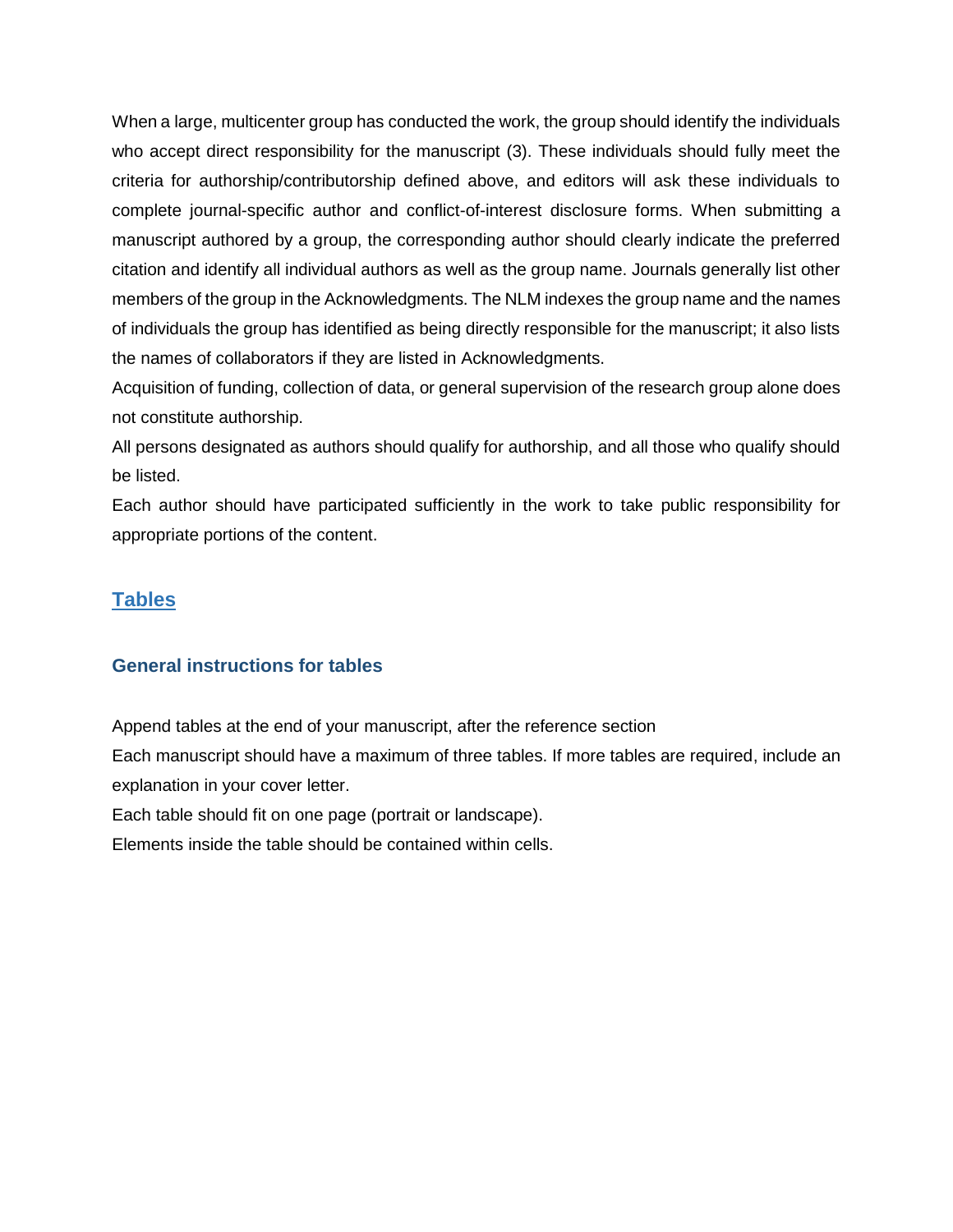When a large, multicenter group has conducted the work, the group should identify the individuals who accept direct responsibility for the manuscript (3). These individuals should fully meet the criteria for authorship/contributorship defined above, and editors will ask these individuals to complete journal-specific author and conflict-of-interest disclosure forms. When submitting a manuscript authored by a group, the corresponding author should clearly indicate the preferred citation and identify all individual authors as well as the group name. Journals generally list other members of the group in the Acknowledgments. The NLM indexes the group name and the names of individuals the group has identified as being directly responsible for the manuscript; it also lists the names of collaborators if they are listed in Acknowledgments.

Acquisition of funding, collection of data, or general supervision of the research group alone does not constitute authorship.

All persons designated as authors should qualify for authorship, and all those who qualify should be listed.

Each author should have participated sufficiently in the work to take public responsibility for appropriate portions of the content.

## Tables

### General instructions for tables

Append tables at the end of your manuscript, after the reference section

Each manuscript should have a maximum of three tables. If more tables are required, include an explanation in your cover letter.

Each table should fit on one page (portrait or landscape).

Elements inside the table should be contained within cells.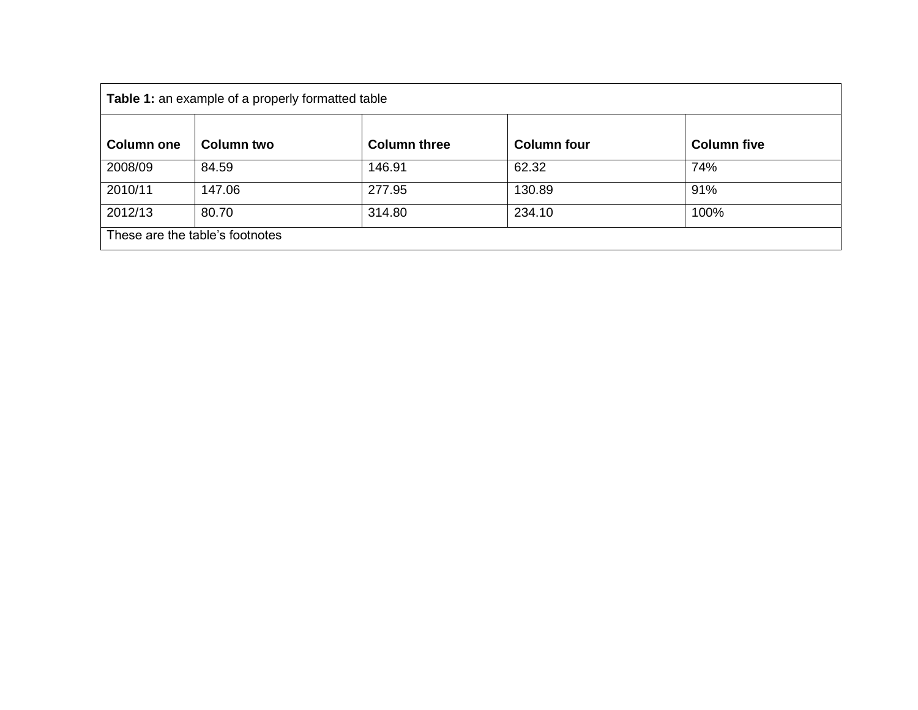**Table 1:** an example of a properly formatted table

| Column one | Column two | Column three | Column four | Column five |
|---|---|---|---|---|
| 2008/09 | 84.59 | 146.91 | 62.32 | 74% |
| 2010/11 | 147.06 | 277.95 | 130.89 | 91% |
| 2012/13 | 80.70 | 314.80 | 234.10 | 100% |

These are the table's footnotes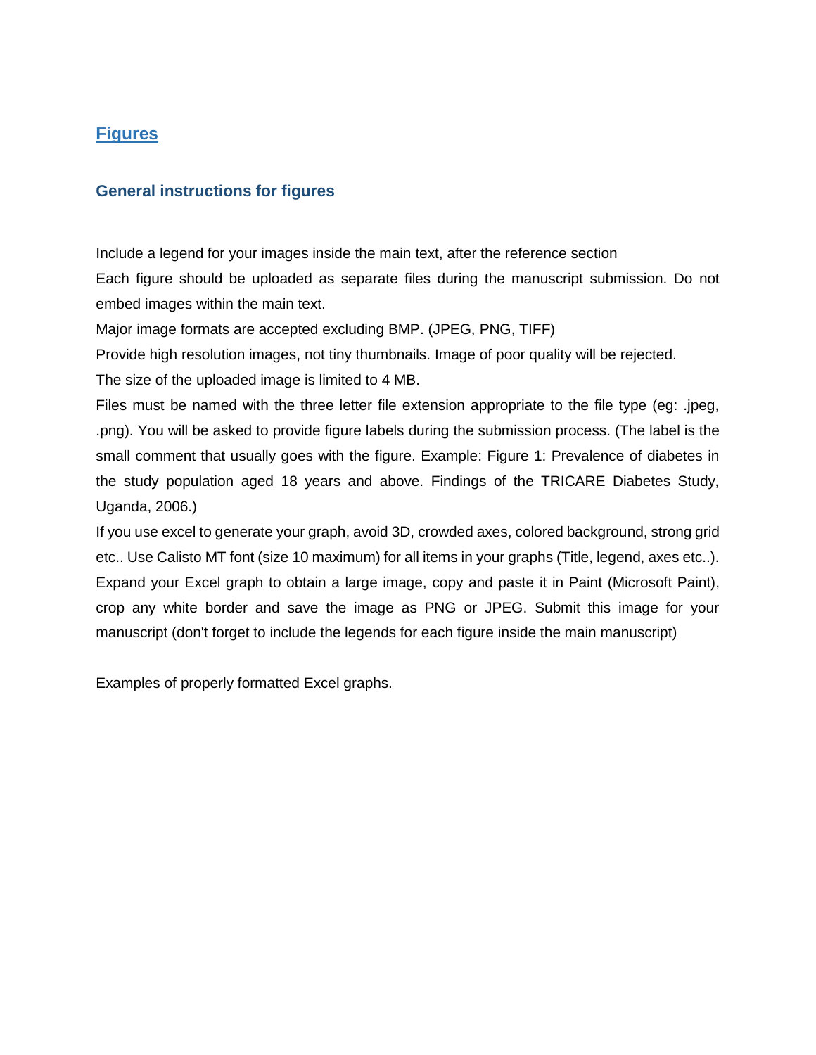## Figures

### General instructions for figures

Include a legend for your images inside the main text, after the reference section

Each figure should be uploaded as separate files during the manuscript submission. Do not embed images within the main text.

Major image formats are accepted excluding BMP. (JPEG, PNG, TIFF)

Provide high resolution images, not tiny thumbnails. Image of poor quality will be rejected.

The size of the uploaded image is limited to 4 MB.

Files must be named with the three letter file extension appropriate to the file type (eg: .jpeg, .png). You will be asked to provide figure labels during the submission process. (The label is the small comment that usually goes with the figure. Example: Figure 1: Prevalence of diabetes in the study population aged 18 years and above. Findings of the TRICARE Diabetes Study, Uganda, 2006.)

If you use excel to generate your graph, avoid 3D, crowded axes, colored background, strong grid etc.. Use Calisto MT font (size 10 maximum) for all items in your graphs (Title, legend, axes etc..). Expand your Excel graph to obtain a large image, copy and paste it in Paint (Microsoft Paint), crop any white border and save the image as PNG or JPEG. Submit this image for your manuscript (don't forget to include the legends for each figure inside the main manuscript)

Examples of properly formatted Excel graphs.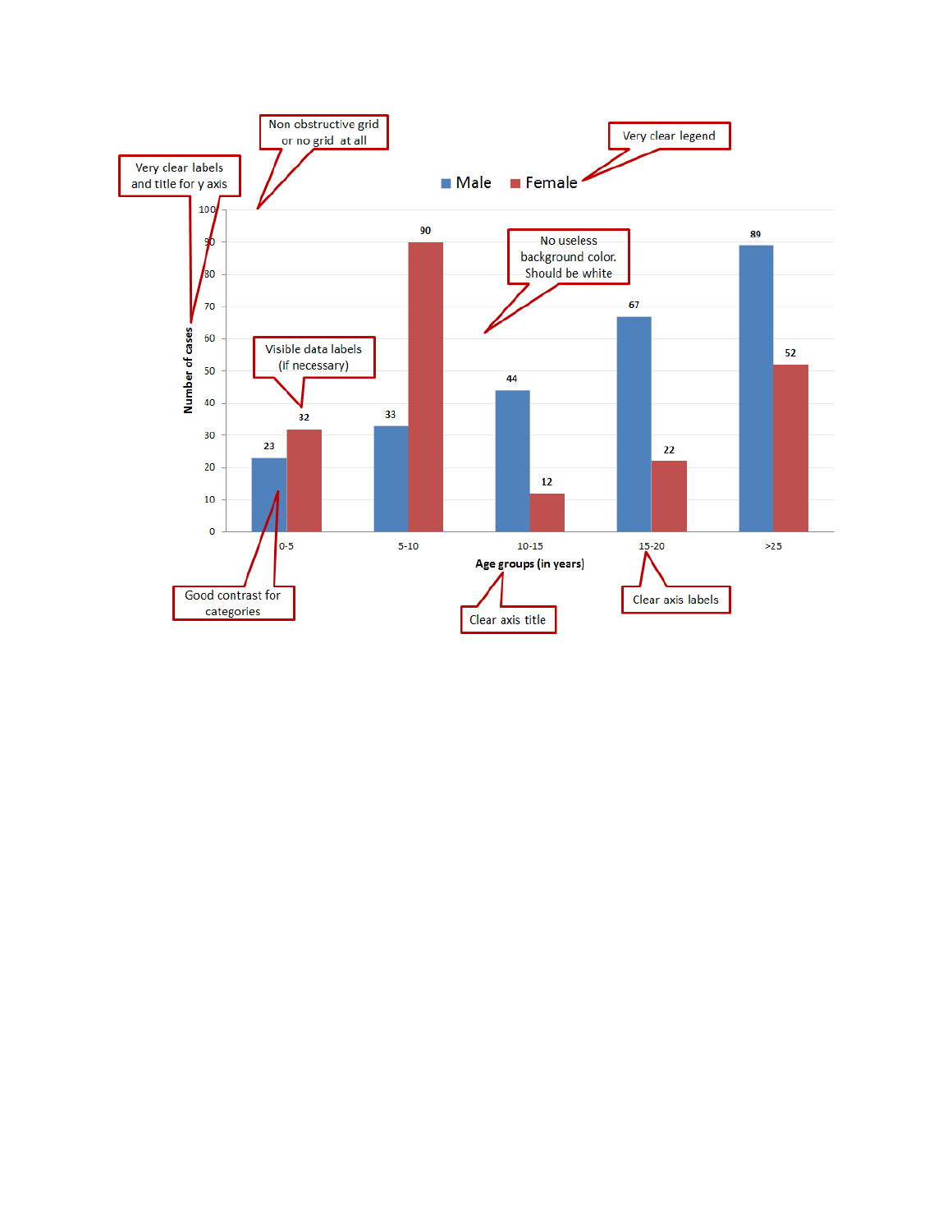Male | Female

| Age groups (in years) | Male | Female |
| --- | --- | --- |
| 0-5 | 23 | 32 |
| 5-10 | 33 | 90 |
| 10-15 | 44 | 12 |
| 15-20 | 67 | 22 |
| >25 | 89 | 52 |

Number of cases

Age groups (in years)

Non obstructive grid or no grid at all

Very clear legend

Very clear labels and title for y axis

No useless background color. Should be white

Visible data labels (if necessary)

Good contrast for categories

Clear axis title

Clear axis labels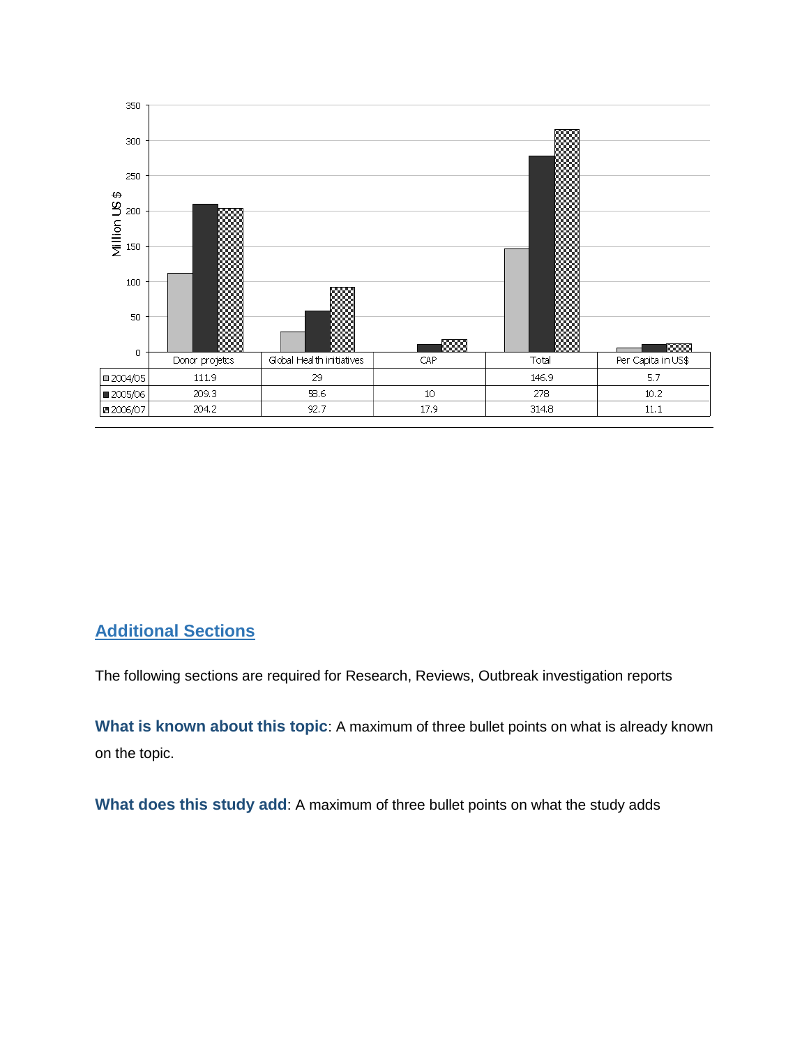| | Donor projetcs | Global Health initiatives | CAP | Total | Per Capita in US$ |
|---|---|---|---|---|---|
| 2004/05 | 111.9 | 29 | | 146.9 | 5.7 |
| 2005/06 | 209.3 | 58.6 | 10 | 278 | 10.2 |
| 2006/07 | 204.2 | 92.7 | 17.9 | 314.8 | 11.1 |

## Additional Sections

The following sections are required for Research, Reviews, Outbreak investigation reports

**What is known about this topic**: A maximum of three bullet points on what is already known on the topic.

**What does this study add**: A maximum of three bullet points on what the study adds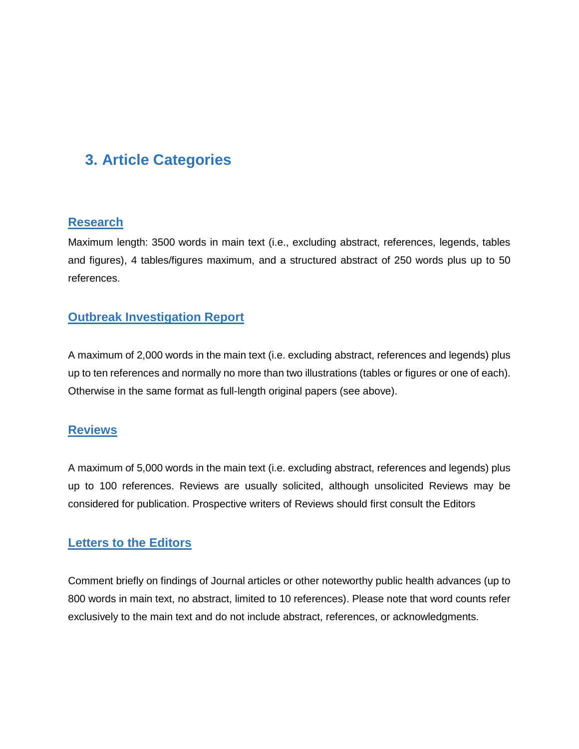## 3. Article Categories

### Research

Maximum length: 3500 words in main text (i.e., excluding abstract, references, legends, tables and figures), 4 tables/figures maximum, and a structured abstract of 250 words plus up to 50 references.

### Outbreak Investigation Report

A maximum of 2,000 words in the main text (i.e. excluding abstract, references and legends) plus up to ten references and normally no more than two illustrations (tables or figures or one of each). Otherwise in the same format as full-length original papers (see above).

### Reviews

A maximum of 5,000 words in the main text (i.e. excluding abstract, references and legends) plus up to 100 references. Reviews are usually solicited, although unsolicited Reviews may be considered for publication. Prospective writers of Reviews should first consult the Editors

### Letters to the Editors

Comment briefly on findings of Journal articles or other noteworthy public health advances (up to 800 words in main text, no abstract, limited to 10 references). Please note that word counts refer exclusively to the main text and do not include abstract, references, or acknowledgments.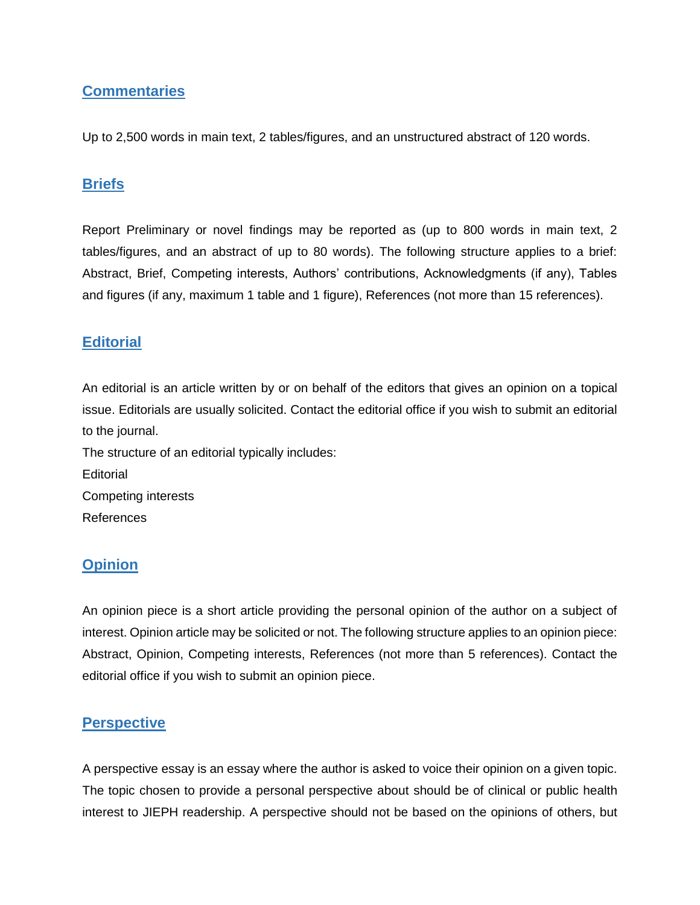## Commentaries

Up to 2,500 words in main text, 2 tables/figures, and an unstructured abstract of 120 words.

## Briefs

Report Preliminary or novel findings may be reported as (up to 800 words in main text, 2 tables/figures, and an abstract of up to 80 words). The following structure applies to a brief: Abstract, Brief, Competing interests, Authors' contributions, Acknowledgments (if any), Tables and figures (if any, maximum 1 table and 1 figure), References (not more than 15 references).

## Editorial

An editorial is an article written by or on behalf of the editors that gives an opinion on a topical issue. Editorials are usually solicited. Contact the editorial office if you wish to submit an editorial to the journal.

The structure of an editorial typically includes:

Editorial

Competing interests

References

## Opinion

An opinion piece is a short article providing the personal opinion of the author on a subject of interest. Opinion article may be solicited or not. The following structure applies to an opinion piece: Abstract, Opinion, Competing interests, References (not more than 5 references). Contact the editorial office if you wish to submit an opinion piece.

## Perspective

A perspective essay is an essay where the author is asked to voice their opinion on a given topic. The topic chosen to provide a personal perspective about should be of clinical or public health interest to JIEPH readership. A perspective should not be based on the opinions of others, but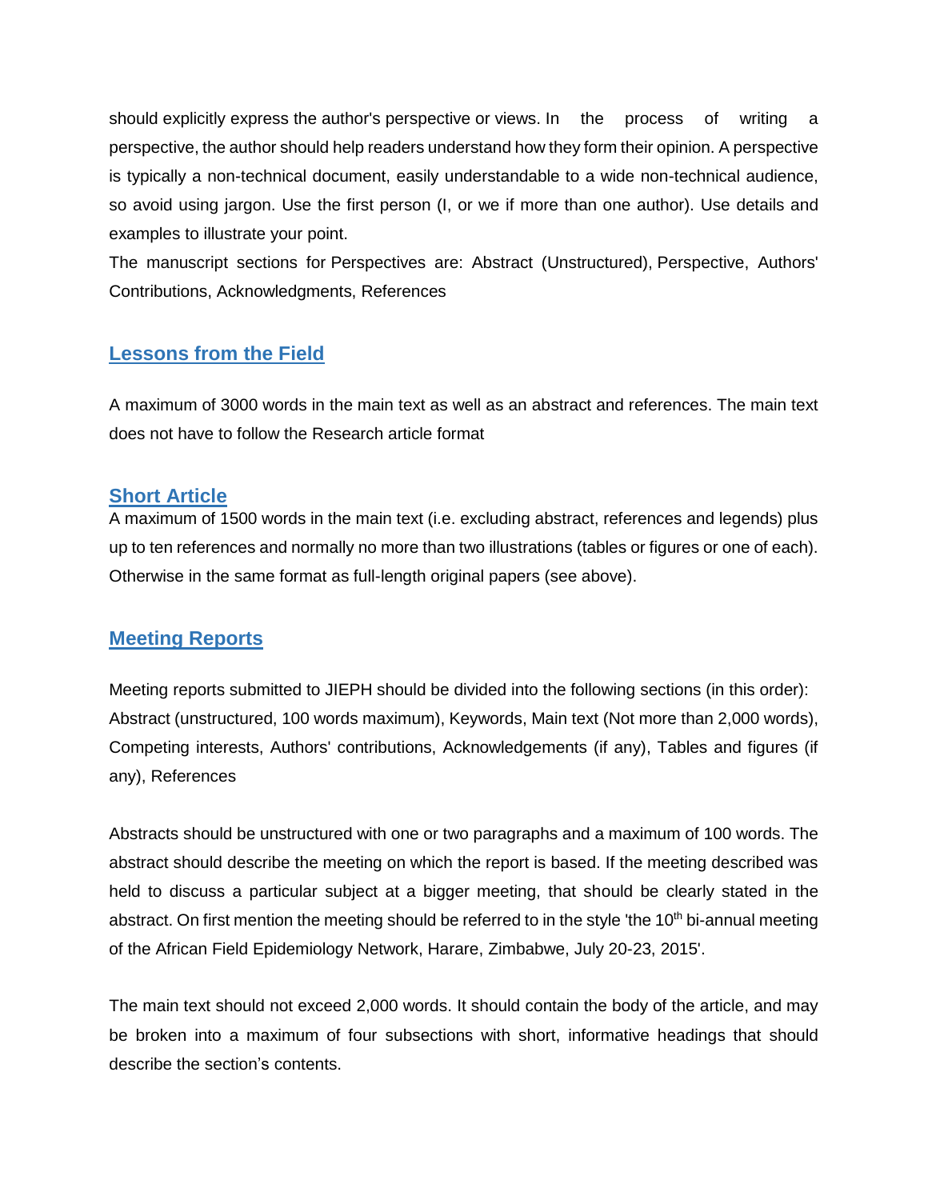should explicitly express the author's perspective or views. In the process of writing a perspective, the author should help readers understand how they form their opinion. A perspective is typically a non-technical document, easily understandable to a wide non-technical audience, so avoid using jargon. Use the first person (I, or we if more than one author). Use details and examples to illustrate your point.

The manuscript sections for Perspectives are: Abstract (Unstructured), Perspective, Authors' Contributions, Acknowledgments, References

## Lessons from the Field

A maximum of 3000 words in the main text as well as an abstract and references. The main text does not have to follow the Research article format

## Short Article

A maximum of 1500 words in the main text (i.e. excluding abstract, references and legends) plus up to ten references and normally no more than two illustrations (tables or figures or one of each). Otherwise in the same format as full-length original papers (see above).

## Meeting Reports

Meeting reports submitted to JIEPH should be divided into the following sections (in this order): Abstract (unstructured, 100 words maximum), Keywords, Main text (Not more than 2,000 words), Competing interests, Authors' contributions, Acknowledgements (if any), Tables and figures (if any), References

Abstracts should be unstructured with one or two paragraphs and a maximum of 100 words. The abstract should describe the meeting on which the report is based. If the meeting described was held to discuss a particular subject at a bigger meeting, that should be clearly stated in the abstract. On first mention the meeting should be referred to in the style 'the 10th bi-annual meeting of the African Field Epidemiology Network, Harare, Zimbabwe, July 20-23, 2015'.

The main text should not exceed 2,000 words. It should contain the body of the article, and may be broken into a maximum of four subsections with short, informative headings that should describe the section's contents.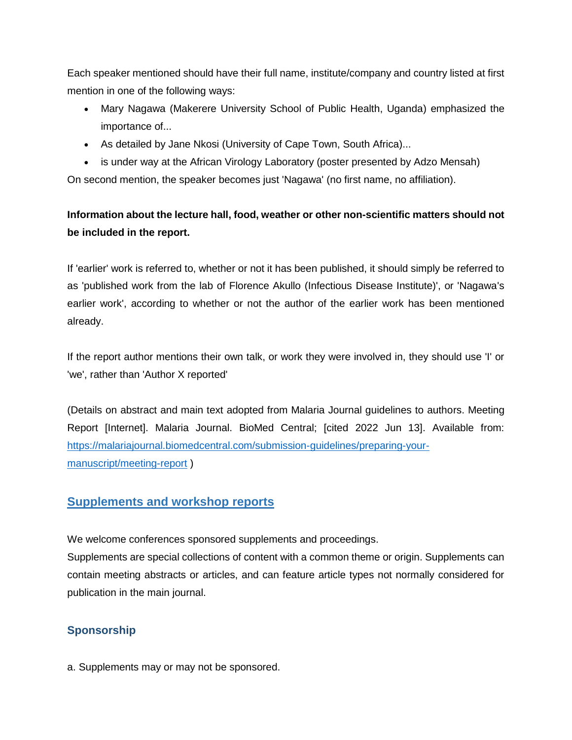Each speaker mentioned should have their full name, institute/company and country listed at first mention in one of the following ways:

- Mary Nagawa (Makerere University School of Public Health, Uganda) emphasized the importance of...
- As detailed by Jane Nkosi (University of Cape Town, South Africa)...
- is under way at the African Virology Laboratory (poster presented by Adzo Mensah)

On second mention, the speaker becomes just 'Nagawa' (no first name, no affiliation).

**Information about the lecture hall, food, weather or other non-scientific matters should not be included in the report.**

If 'earlier' work is referred to, whether or not it has been published, it should simply be referred to as 'published work from the lab of Florence Akullo (Infectious Disease Institute)', or 'Nagawa's earlier work', according to whether or not the author of the earlier work has been mentioned already.

If the report author mentions their own talk, or work they were involved in, they should use 'I' or 'we', rather than 'Author X reported'

(Details on abstract and main text adopted from Malaria Journal guidelines to authors. Meeting Report [Internet]. Malaria Journal. BioMed Central; [cited 2022 Jun 13]. Available from: [https://malariajournal.biomedcentral.com/submission-guidelines/preparing-your-manuscript/meeting-report](https://malariajournal.biomedcentral.com/submission-guidelines/preparing-your-manuscript/meeting-report) )

## Supplements and workshop reports

We welcome conferences sponsored supplements and proceedings.
Supplements are special collections of content with a common theme or origin. Supplements can contain meeting abstracts or articles, and can feature article types not normally considered for publication in the main journal.

### Sponsorship

a. Supplements may or may not be sponsored.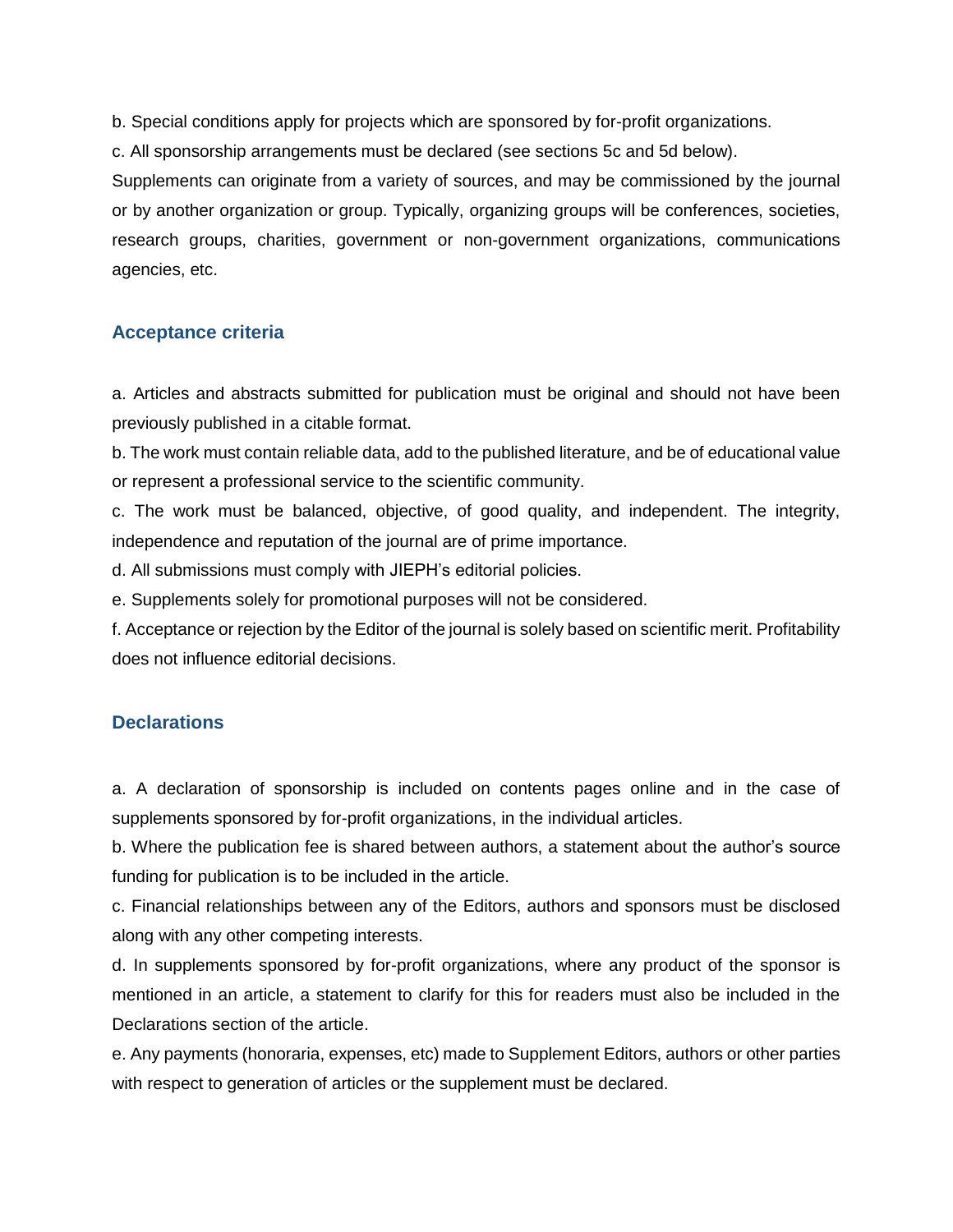b. Special conditions apply for projects which are sponsored by for-profit organizations.

c. All sponsorship arrangements must be declared (see sections 5c and 5d below).

Supplements can originate from a variety of sources, and may be commissioned by the journal or by another organization or group. Typically, organizing groups will be conferences, societies, research groups, charities, government or non-government organizations, communications agencies, etc.

### Acceptance criteria

a. Articles and abstracts submitted for publication must be original and should not have been previously published in a citable format.

b. The work must contain reliable data, add to the published literature, and be of educational value or represent a professional service to the scientific community.

c. The work must be balanced, objective, of good quality, and independent. The integrity, independence and reputation of the journal are of prime importance.

d. All submissions must comply with JIEPH's editorial policies.

e. Supplements solely for promotional purposes will not be considered.

f. Acceptance or rejection by the Editor of the journal is solely based on scientific merit. Profitability does not influence editorial decisions.

### Declarations

a. A declaration of sponsorship is included on contents pages online and in the case of supplements sponsored by for-profit organizations, in the individual articles.

b. Where the publication fee is shared between authors, a statement about the author's source funding for publication is to be included in the article.

c. Financial relationships between any of the Editors, authors and sponsors must be disclosed along with any other competing interests.

d. In supplements sponsored by for-profit organizations, where any product of the sponsor is mentioned in an article, a statement to clarify for this for readers must also be included in the Declarations section of the article.

e. Any payments (honoraria, expenses, etc) made to Supplement Editors, authors or other parties with respect to generation of articles or the supplement must be declared.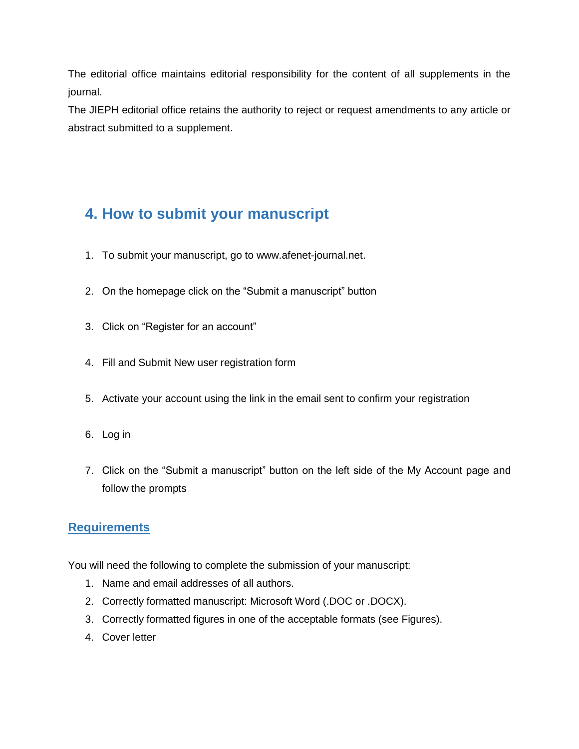The editorial office maintains editorial responsibility for the content of all supplements in the journal.

The JIEPH editorial office retains the authority to reject or request amendments to any article or abstract submitted to a supplement.

## 4. How to submit your manuscript

1. To submit your manuscript, go to www.afenet-journal.net.
2. On the homepage click on the "Submit a manuscript" button
3. Click on "Register for an account"
4. Fill and Submit New user registration form
5. Activate your account using the link in the email sent to confirm your registration
6. Log in
7. Click on the "Submit a manuscript" button on the left side of the My Account page and follow the prompts

### Requirements

You will need the following to complete the submission of your manuscript:

1. Name and email addresses of all authors.
2. Correctly formatted manuscript: Microsoft Word (.DOC or .DOCX).
3. Correctly formatted figures in one of the acceptable formats (see Figures).
4. Cover letter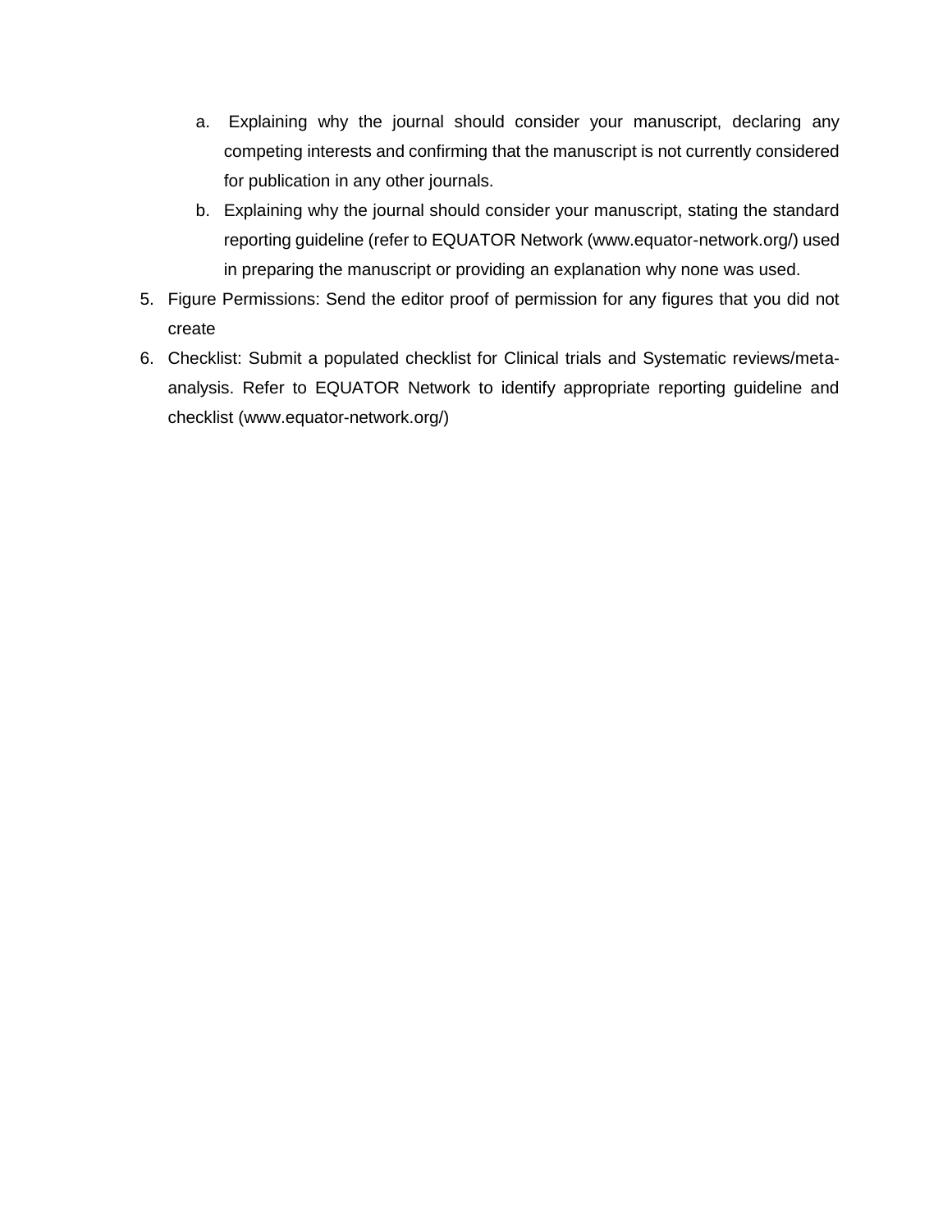a. Explaining why the journal should consider your manuscript, declaring any competing interests and confirming that the manuscript is not currently considered for publication in any other journals.
   b. Explaining why the journal should consider your manuscript, stating the standard reporting guideline (refer to EQUATOR Network (www.equator-network.org/) used in preparing the manuscript or providing an explanation why none was used.

5. Figure Permissions: Send the editor proof of permission for any figures that you did not create
6. Checklist: Submit a populated checklist for Clinical trials and Systematic reviews/meta-analysis. Refer to EQUATOR Network to identify appropriate reporting guideline and checklist (www.equator-network.org/)